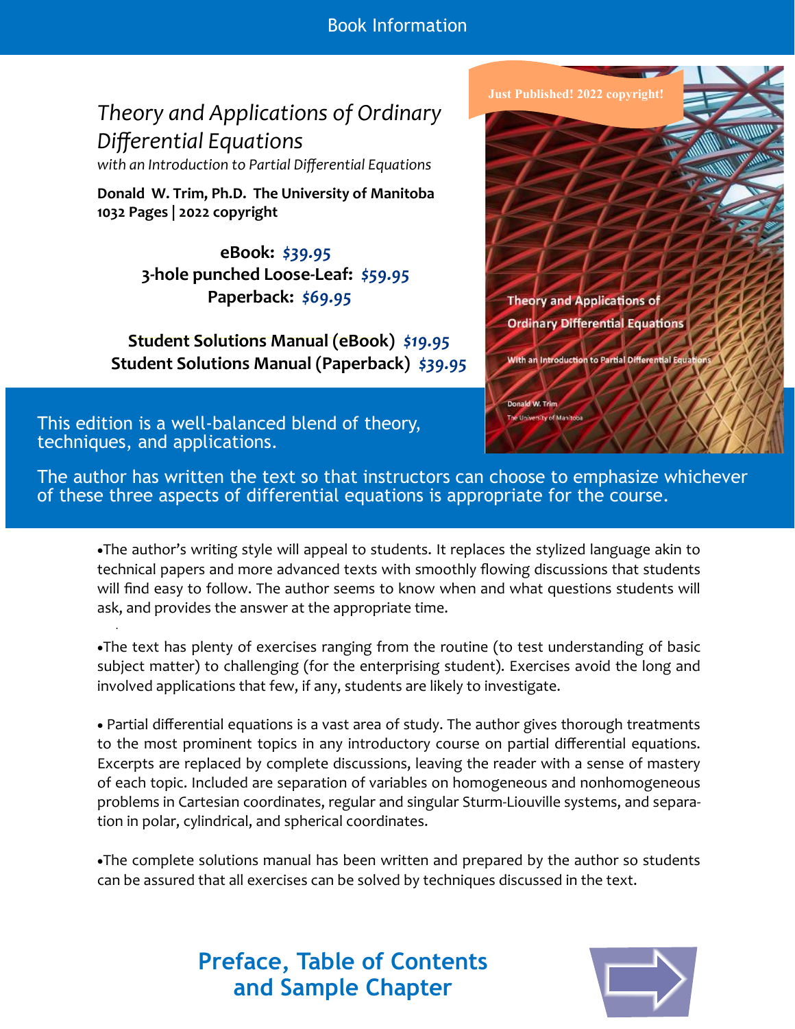# Book Information

## *Theory and Applications of Ordinary Differential Equations*

*with an Introduction to Partial Differential Equations*

**Donald W. Trim, Ph.D. The University of Manitoba**
**1032 Pages | 2022 copyright**

**eBook:** ***$39.95***
**3-hole punched Loose-Leaf:** ***$59.95***
**Paperback:** ***$69.95***

**Student Solutions Manual (eBook)** ***$19.95***
**Student Solutions Manual (Paperback)** ***$39.95***

Just Published! 2022 copyright!

This edition is a well-balanced blend of theory, techniques, and applications.

The author has written the text so that instructors can choose to emphasize whichever of these three aspects of differential equations is appropriate for the course.

- The author's writing style will appeal to students. It replaces the stylized language akin to technical papers and more advanced texts with smoothly flowing discussions that students will find easy to follow. The author seems to know when and what questions students will ask, and provides the answer at the appropriate time.

- The text has plenty of exercises ranging from the routine (to test understanding of basic subject matter) to challenging (for the enterprising student). Exercises avoid the long and involved applications that few, if any, students are likely to investigate.

- Partial differential equations is a vast area of study. The author gives thorough treatments to the most prominent topics in any introductory course on partial differential equations. Excerpts are replaced by complete discussions, leaving the reader with a sense of mastery of each topic. Included are separation of variables on homogeneous and nonhomogeneous problems in Cartesian coordinates, regular and singular Sturm-Liouville systems, and separation in polar, cylindrical, and spherical coordinates.

- The complete solutions manual has been written and prepared by the author so students can be assured that all exercises can be solved by techniques discussed in the text.

## Preface, Table of Contents and Sample Chapter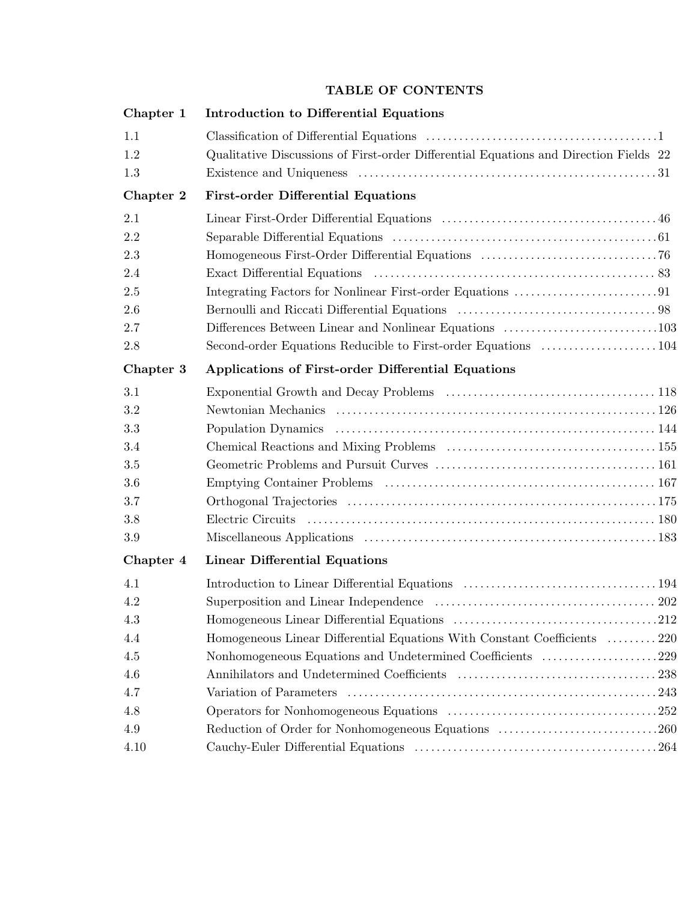# TABLE OF CONTENTS

## Chapter 1 Introduction to Differential Equations

| | | |
|---|---|---|
| 1.1 | Classification of Differential Equations | 1 |
| 1.2 | Qualitative Discussions of First-order Differential Equations and Direction Fields | 22 |
| 1.3 | Existence and Uniqueness | 31 |

## Chapter 2 First-order Differential Equations

| | | |
|---|---|---|
| 2.1 | Linear First-Order Differential Equations | 46 |
| 2.2 | Separable Differential Equations | 61 |
| 2.3 | Homogeneous First-Order Differential Equations | 76 |
| 2.4 | Exact Differential Equations | 83 |
| 2.5 | Integrating Factors for Nonlinear First-order Equations | 91 |
| 2.6 | Bernoulli and Riccati Differential Equations | 98 |
| 2.7 | Differences Between Linear and Nonlinear Equations | 103 |
| 2.8 | Second-order Equations Reducible to First-order Equations | 104 |

## Chapter 3 Applications of First-order Differential Equations

| | | |
|---|---|---|
| 3.1 | Exponential Growth and Decay Problems | 118 |
| 3.2 | Newtonian Mechanics | 126 |
| 3.3 | Population Dynamics | 144 |
| 3.4 | Chemical Reactions and Mixing Problems | 155 |
| 3.5 | Geometric Problems and Pursuit Curves | 161 |
| 3.6 | Emptying Container Problems | 167 |
| 3.7 | Orthogonal Trajectories | 175 |
| 3.8 | Electric Circuits | 180 |
| 3.9 | Miscellaneous Applications | 183 |

## Chapter 4 Linear Differential Equations

| | | |
|---|---|---|
| 4.1 | Introduction to Linear Differential Equations | 194 |
| 4.2 | Superposition and Linear Independence | 202 |
| 4.3 | Homogeneous Linear Differential Equations | 212 |
| 4.4 | Homogeneous Linear Differential Equations With Constant Coefficients | 220 |
| 4.5 | Nonhomogeneous Equations and Undetermined Coefficients | 229 |
| 4.6 | Annihilators and Undetermined Coefficients | 238 |
| 4.7 | Variation of Parameters | 243 |
| 4.8 | Operators for Nonhomogeneous Equations | 252 |
| 4.9 | Reduction of Order for Nonhomogeneous Equations | 260 |
| 4.10 | Cauchy-Euler Differential Equations | 264 |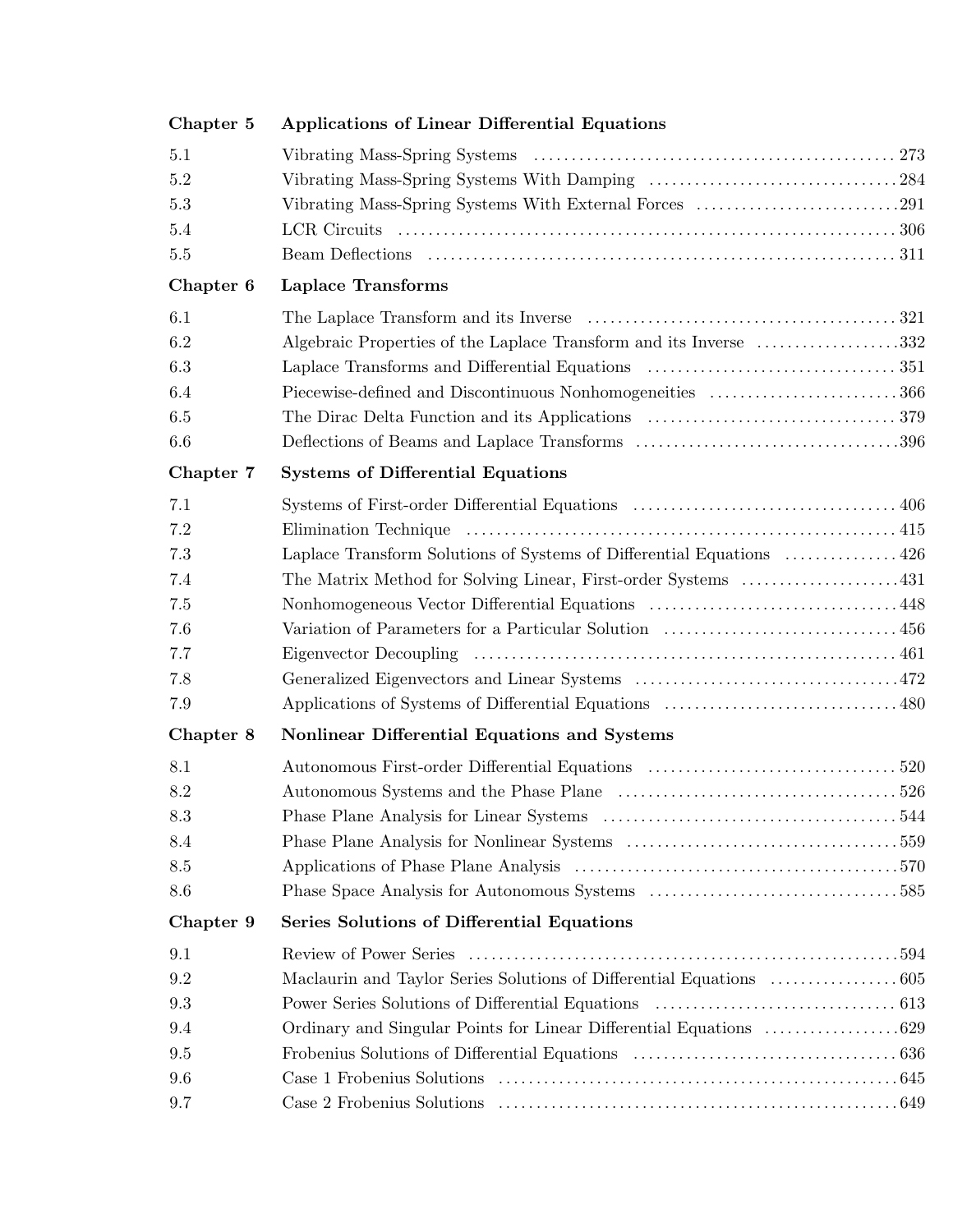**Chapter 5 Applications of Linear Differential Equations**

| | | |
|---|---|---|
| 5.1 | Vibrating Mass-Spring Systems | 273 |
| 5.2 | Vibrating Mass-Spring Systems With Damping | 284 |
| 5.3 | Vibrating Mass-Spring Systems With External Forces | 291 |
| 5.4 | LCR Circuits | 306 |
| 5.5 | Beam Deflections | 311 |

**Chapter 6 Laplace Transforms**

| | | |
|---|---|---|
| 6.1 | The Laplace Transform and its Inverse | 321 |
| 6.2 | Algebraic Properties of the Laplace Transform and its Inverse | 332 |
| 6.3 | Laplace Transforms and Differential Equations | 351 |
| 6.4 | Piecewise-defined and Discontinuous Nonhomogeneities | 366 |
| 6.5 | The Dirac Delta Function and its Applications | 379 |
| 6.6 | Deflections of Beams and Laplace Transforms | 396 |

**Chapter 7 Systems of Differential Equations**

| | | |
|---|---|---|
| 7.1 | Systems of First-order Differential Equations | 406 |
| 7.2 | Elimination Technique | 415 |
| 7.3 | Laplace Transform Solutions of Systems of Differential Equations | 426 |
| 7.4 | The Matrix Method for Solving Linear, First-order Systems | 431 |
| 7.5 | Nonhomogeneous Vector Differential Equations | 448 |
| 7.6 | Variation of Parameters for a Particular Solution | 456 |
| 7.7 | Eigenvector Decoupling | 461 |
| 7.8 | Generalized Eigenvectors and Linear Systems | 472 |
| 7.9 | Applications of Systems of Differential Equations | 480 |

**Chapter 8 Nonlinear Differential Equations and Systems**

| | | |
|---|---|---|
| 8.1 | Autonomous First-order Differential Equations | 520 |
| 8.2 | Autonomous Systems and the Phase Plane | 526 |
| 8.3 | Phase Plane Analysis for Linear Systems | 544 |
| 8.4 | Phase Plane Analysis for Nonlinear Systems | 559 |
| 8.5 | Applications of Phase Plane Analysis | 570 |
| 8.6 | Phase Space Analysis for Autonomous Systems | 585 |

**Chapter 9 Series Solutions of Differential Equations**

| | | |
|---|---|---|
| 9.1 | Review of Power Series | 594 |
| 9.2 | Maclaurin and Taylor Series Solutions of Differential Equations | 605 |
| 9.3 | Power Series Solutions of Differential Equations | 613 |
| 9.4 | Ordinary and Singular Points for Linear Differential Equations | 629 |
| 9.5 | Frobenius Solutions of Differential Equations | 636 |
| 9.6 | Case 1 Frobenius Solutions | 645 |
| 9.7 | Case 2 Frobenius Solutions | 649 |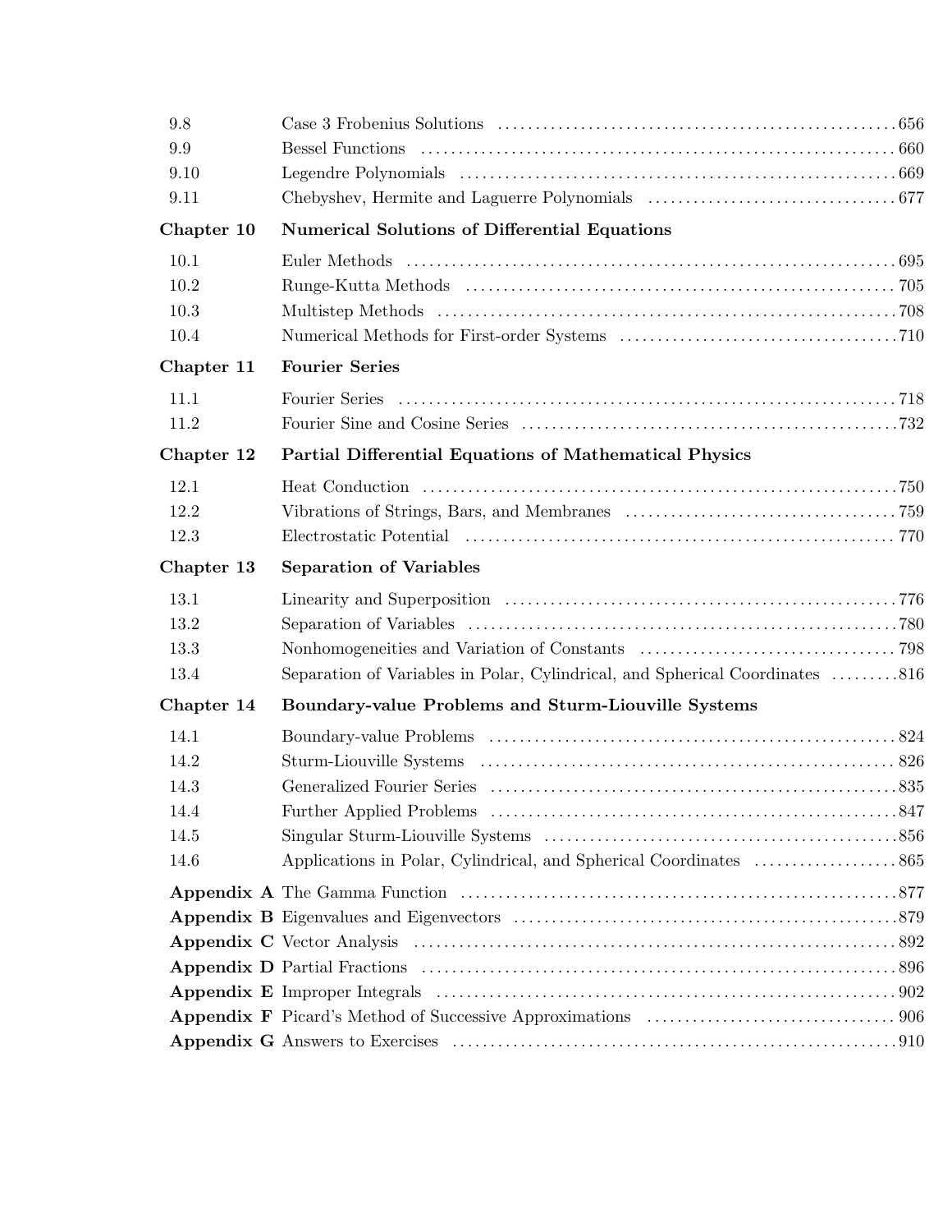| | | |
|---|---|---|
| 9.8 | Case 3 Frobenius Solutions | 656 |
| 9.9 | Bessel Functions | 660 |
| 9.10 | Legendre Polynomials | 669 |
| 9.11 | Chebyshev, Hermite and Laguerre Polynomials | 677 |

**Chapter 10** **Numerical Solutions of Differential Equations**

| | | |
|---|---|---|
| 10.1 | Euler Methods | 695 |
| 10.2 | Runge-Kutta Methods | 705 |
| 10.3 | Multistep Methods | 708 |
| 10.4 | Numerical Methods for First-order Systems | 710 |

**Chapter 11** **Fourier Series**

| | | |
|---|---|---|
| 11.1 | Fourier Series | 718 |
| 11.2 | Fourier Sine and Cosine Series | 732 |

**Chapter 12** **Partial Differential Equations of Mathematical Physics**

| | | |
|---|---|---|
| 12.1 | Heat Conduction | 750 |
| 12.2 | Vibrations of Strings, Bars, and Membranes | 759 |
| 12.3 | Electrostatic Potential | 770 |

**Chapter 13** **Separation of Variables**

| | | |
|---|---|---|
| 13.1 | Linearity and Superposition | 776 |
| 13.2 | Separation of Variables | 780 |
| 13.3 | Nonhomogeneities and Variation of Constants | 798 |
| 13.4 | Separation of Variables in Polar, Cylindrical, and Spherical Coordinates | 816 |

**Chapter 14** **Boundary-value Problems and Sturm-Liouville Systems**

| | | |
|---|---|---|
| 14.1 | Boundary-value Problems | 824 |
| 14.2 | Sturm-Liouville Systems | 826 |
| 14.3 | Generalized Fourier Series | 835 |
| 14.4 | Further Applied Problems | 847 |
| 14.5 | Singular Sturm-Liouville Systems | 856 |
| 14.6 | Applications in Polar, Cylindrical, and Spherical Coordinates | 865 |

| | | |
|---|---|---|
| **Appendix A** | The Gamma Function | 877 |
| **Appendix B** | Eigenvalues and Eigenvectors | 879 |
| **Appendix C** | Vector Analysis | 892 |
| **Appendix D** | Partial Fractions | 896 |
| **Appendix E** | Improper Integrals | 902 |
| **Appendix F** | Picard's Method of Successive Approximations | 906 |
| **Appendix G** | Answers to Exercises | 910 |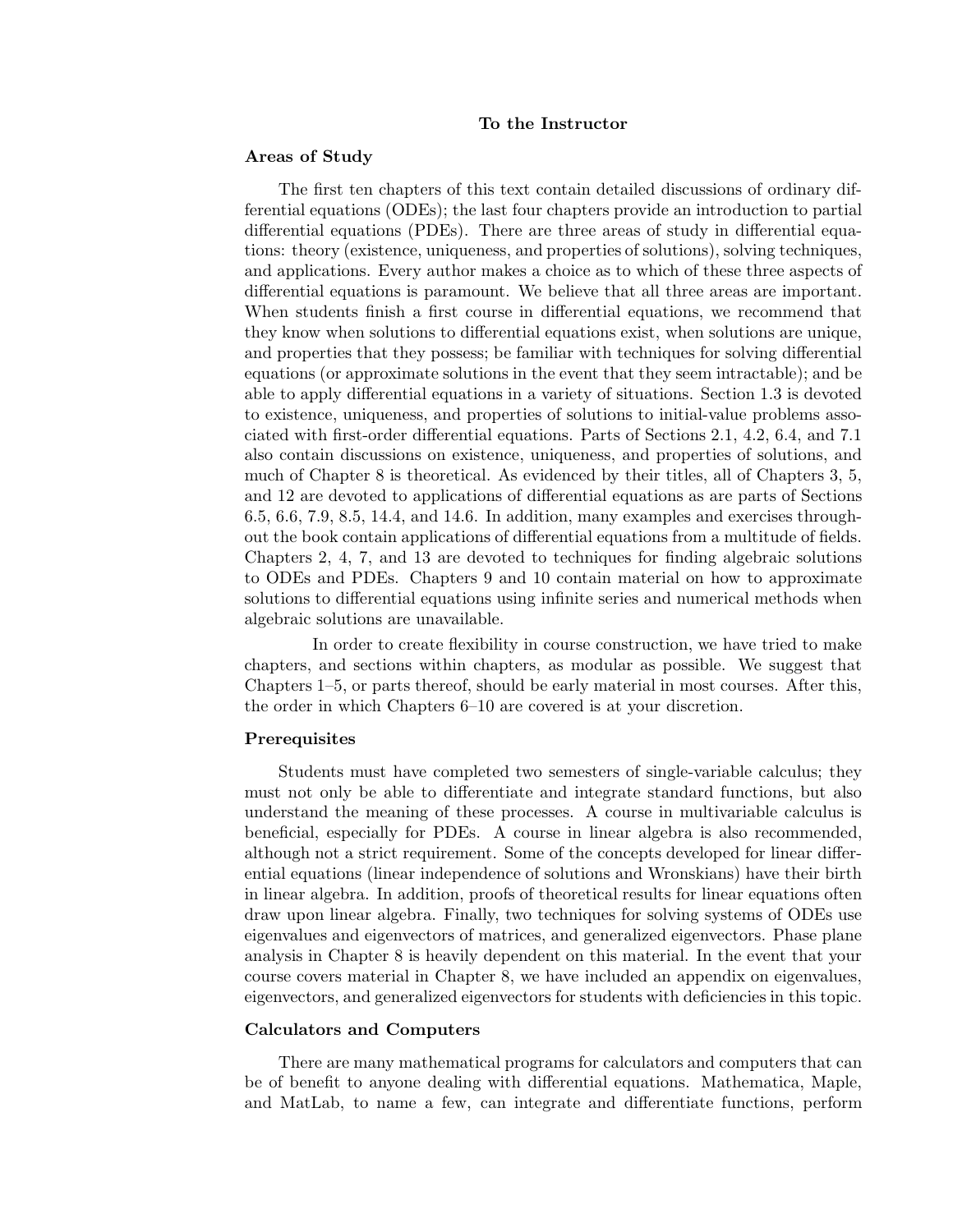## To the Instructor

### Areas of Study

The first ten chapters of this text contain detailed discussions of ordinary differential equations (ODEs); the last four chapters provide an introduction to partial differential equations (PDEs). There are three areas of study in differential equations: theory (existence, uniqueness, and properties of solutions), solving techniques, and applications. Every author makes a choice as to which of these three aspects of differential equations is paramount. We believe that all three areas are important. When students finish a first course in differential equations, we recommend that they know when solutions to differential equations exist, when solutions are unique, and properties that they possess; be familiar with techniques for solving differential equations (or approximate solutions in the event that they seem intractable); and be able to apply differential equations in a variety of situations. Section 1.3 is devoted to existence, uniqueness, and properties of solutions to initial-value problems associated with first-order differential equations. Parts of Sections 2.1, 4.2, 6.4, and 7.1 also contain discussions on existence, uniqueness, and properties of solutions, and much of Chapter 8 is theoretical. As evidenced by their titles, all of Chapters 3, 5, and 12 are devoted to applications of differential equations as are parts of Sections 6.5, 6.6, 7.9, 8.5, 14.4, and 14.6. In addition, many examples and exercises throughout the book contain applications of differential equations from a multitude of fields. Chapters 2, 4, 7, and 13 are devoted to techniques for finding algebraic solutions to ODEs and PDEs. Chapters 9 and 10 contain material on how to approximate solutions to differential equations using infinite series and numerical methods when algebraic solutions are unavailable.

In order to create flexibility in course construction, we have tried to make chapters, and sections within chapters, as modular as possible. We suggest that Chapters 1–5, or parts thereof, should be early material in most courses. After this, the order in which Chapters 6–10 are covered is at your discretion.

### Prerequisites

Students must have completed two semesters of single-variable calculus; they must not only be able to differentiate and integrate standard functions, but also understand the meaning of these processes. A course in multivariable calculus is beneficial, especially for PDEs. A course in linear algebra is also recommended, although not a strict requirement. Some of the concepts developed for linear differential equations (linear independence of solutions and Wronskians) have their birth in linear algebra. In addition, proofs of theoretical results for linear equations often draw upon linear algebra. Finally, two techniques for solving systems of ODEs use eigenvalues and eigenvectors of matrices, and generalized eigenvectors. Phase plane analysis in Chapter 8 is heavily dependent on this material. In the event that your course covers material in Chapter 8, we have included an appendix on eigenvalues, eigenvectors, and generalized eigenvectors for students with deficiencies in this topic.

### Calculators and Computers

There are many mathematical programs for calculators and computers that can be of benefit to anyone dealing with differential equations. Mathematica, Maple, and MatLab, to name a few, can integrate and differentiate functions, perform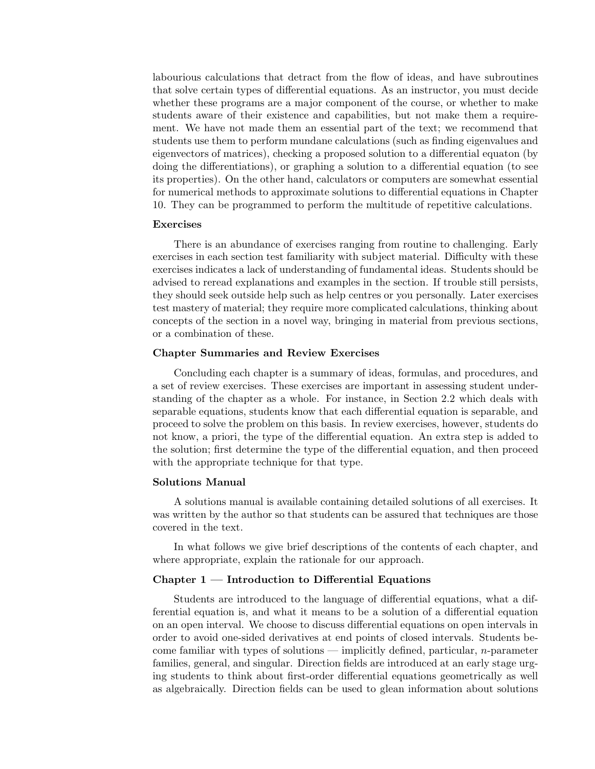labourious calculations that detract from the flow of ideas, and have subroutines that solve certain types of differential equations. As an instructor, you must decide whether these programs are a major component of the course, or whether to make students aware of their existence and capabilities, but not make them a requirement. We have not made them an essential part of the text; we recommend that students use them to perform mundane calculations (such as finding eigenvalues and eigenvectors of matrices), checking a proposed solution to a differential equaton (by doing the differentiations), or graphing a solution to a differential equation (to see its properties). On the other hand, calculators or computers are somewhat essential for numerical methods to approximate solutions to differential equations in Chapter 10. They can be programmed to perform the multitude of repetitive calculations.

**Exercises**

There is an abundance of exercises ranging from routine to challenging. Early exercises in each section test familiarity with subject material. Difficulty with these exercises indicates a lack of understanding of fundamental ideas. Students should be advised to reread explanations and examples in the section. If trouble still persists, they should seek outside help such as help centres or you personally. Later exercises test mastery of material; they require more complicated calculations, thinking about concepts of the section in a novel way, bringing in material from previous sections, or a combination of these.

**Chapter Summaries and Review Exercises**

Concluding each chapter is a summary of ideas, formulas, and procedures, and a set of review exercises. These exercises are important in assessing student understanding of the chapter as a whole. For instance, in Section 2.2 which deals with separable equations, students know that each differential equation is separable, and proceed to solve the problem on this basis. In review exercises, however, students do not know, a priori, the type of the differential equation. An extra step is added to the solution; first determine the type of the differential equation, and then proceed with the appropriate technique for that type.

**Solutions Manual**

A solutions manual is available containing detailed solutions of all exercises. It was written by the author so that students can be assured that techniques are those covered in the text.

In what follows we give brief descriptions of the contents of each chapter, and where appropriate, explain the rationale for our approach.

**Chapter 1 — Introduction to Differential Equations**

Students are introduced to the language of differential equations, what a differential equation is, and what it means to be a solution of a differential equation on an open interval. We choose to discuss differential equations on open intervals in order to avoid one-sided derivatives at end points of closed intervals. Students become familiar with types of solutions — implicitly defined, particular, $n$-parameter families, general, and singular. Direction fields are introduced at an early stage urging students to think about first-order differential equations geometrically as well as algebraically. Direction fields can be used to glean information about solutions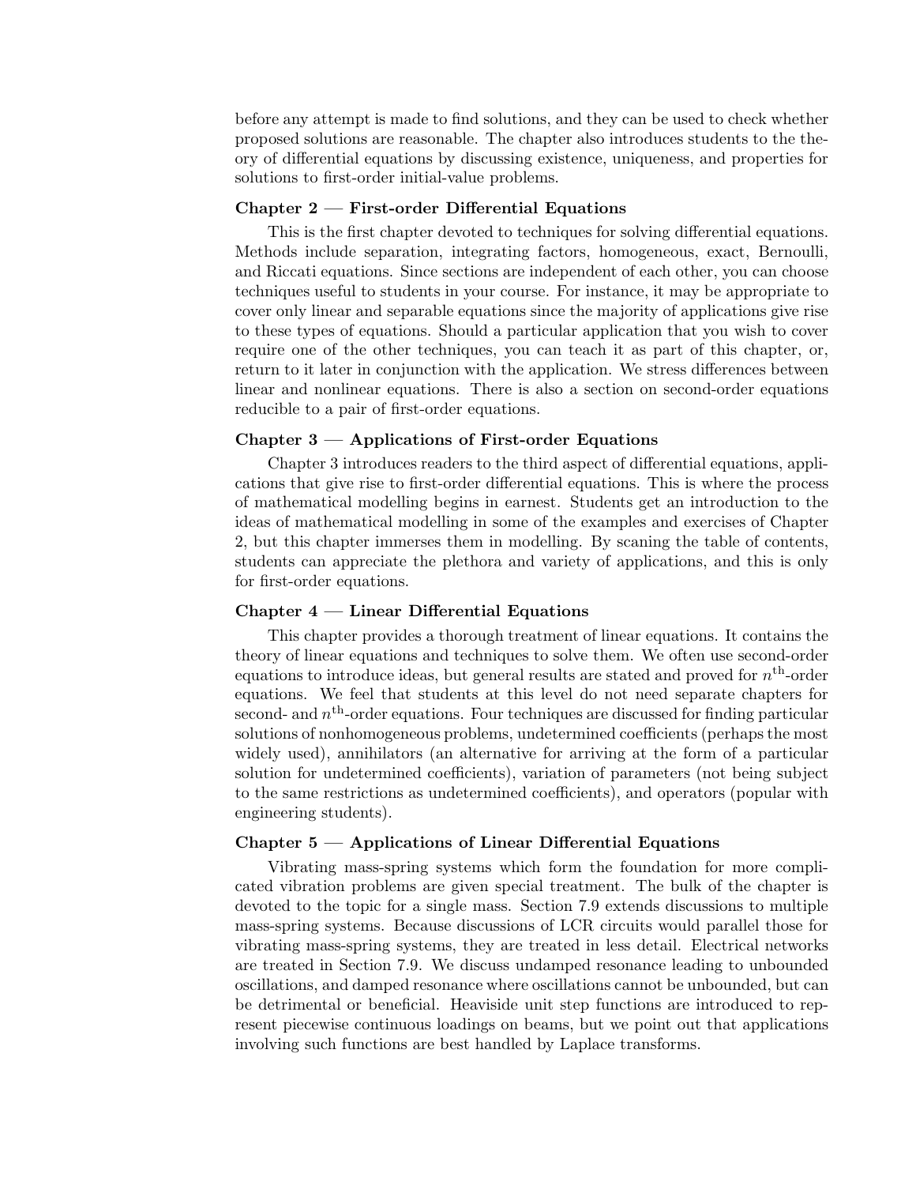before any attempt is made to find solutions, and they can be used to check whether proposed solutions are reasonable. The chapter also introduces students to the theory of differential equations by discussing existence, uniqueness, and properties for solutions to first-order initial-value problems.

### Chapter 2 — First-order Differential Equations

This is the first chapter devoted to techniques for solving differential equations. Methods include separation, integrating factors, homogeneous, exact, Bernoulli, and Riccati equations. Since sections are independent of each other, you can choose techniques useful to students in your course. For instance, it may be appropriate to cover only linear and separable equations since the majority of applications give rise to these types of equations. Should a particular application that you wish to cover require one of the other techniques, you can teach it as part of this chapter, or, return to it later in conjunction with the application. We stress differences between linear and nonlinear equations. There is also a section on second-order equations reducible to a pair of first-order equations.

### Chapter 3 — Applications of First-order Equations

Chapter 3 introduces readers to the third aspect of differential equations, applications that give rise to first-order differential equations. This is where the process of mathematical modelling begins in earnest. Students get an introduction to the ideas of mathematical modelling in some of the examples and exercises of Chapter 2, but this chapter immerses them in modelling. By scaning the table of contents, students can appreciate the plethora and variety of applications, and this is only for first-order equations.

### Chapter 4 — Linear Differential Equations

This chapter provides a thorough treatment of linear equations. It contains the theory of linear equations and techniques to solve them. We often use second-order equations to introduce ideas, but general results are stated and proved for $n^{\text{th}}$-order equations. We feel that students at this level do not need separate chapters for second- and $n^{\text{th}}$-order equations. Four techniques are discussed for finding particular solutions of nonhomogeneous problems, undetermined coefficients (perhaps the most widely used), annihilators (an alternative for arriving at the form of a particular solution for undetermined coefficients), variation of parameters (not being subject to the same restrictions as undetermined coefficients), and operators (popular with engineering students).

### Chapter 5 — Applications of Linear Differential Equations

Vibrating mass-spring systems which form the foundation for more complicated vibration problems are given special treatment. The bulk of the chapter is devoted to the topic for a single mass. Section 7.9 extends discussions to multiple mass-spring systems. Because discussions of LCR circuits would parallel those for vibrating mass-spring systems, they are treated in less detail. Electrical networks are treated in Section 7.9. We discuss undamped resonance leading to unbounded oscillations, and damped resonance where oscillations cannot be unbounded, but can be detrimental or beneficial. Heaviside unit step functions are introduced to represent piecewise continuous loadings on beams, but we point out that applications involving such functions are best handled by Laplace transforms.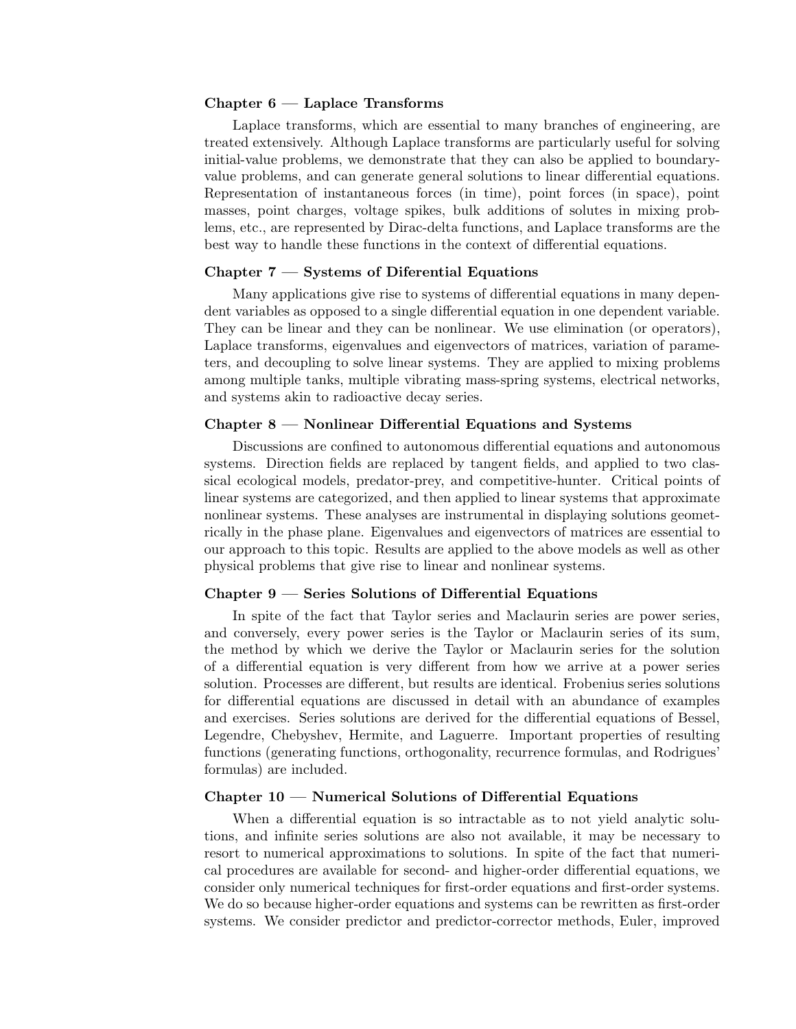**Chapter 6 — Laplace Transforms**

Laplace transforms, which are essential to many branches of engineering, are treated extensively. Although Laplace transforms are particularly useful for solving initial-value problems, we demonstrate that they can also be applied to boundary-value problems, and can generate general solutions to linear differential equations. Representation of instantaneous forces (in time), point forces (in space), point masses, point charges, voltage spikes, bulk additions of solutes in mixing problems, etc., are represented by Dirac-delta functions, and Laplace transforms are the best way to handle these functions in the context of differential equations.

**Chapter 7 — Systems of Diferential Equations**

Many applications give rise to systems of differential equations in many dependent variables as opposed to a single differential equation in one dependent variable. They can be linear and they can be nonlinear. We use elimination (or operators), Laplace transforms, eigenvalues and eigenvectors of matrices, variation of parameters, and decoupling to solve linear systems. They are applied to mixing problems among multiple tanks, multiple vibrating mass-spring systems, electrical networks, and systems akin to radioactive decay series.

**Chapter 8 — Nonlinear Differential Equations and Systems**

Discussions are confined to autonomous differential equations and autonomous systems. Direction fields are replaced by tangent fields, and applied to two classical ecological models, predator-prey, and competitive-hunter. Critical points of linear systems are categorized, and then applied to linear systems that approximate nonlinear systems. These analyses are instrumental in displaying solutions geometrically in the phase plane. Eigenvalues and eigenvectors of matrices are essential to our approach to this topic. Results are applied to the above models as well as other physical problems that give rise to linear and nonlinear systems.

**Chapter 9 — Series Solutions of Differential Equations**

In spite of the fact that Taylor series and Maclaurin series are power series, and conversely, every power series is the Taylor or Maclaurin series of its sum, the method by which we derive the Taylor or Maclaurin series for the solution of a differential equation is very different from how we arrive at a power series solution. Processes are different, but results are identical. Frobenius series solutions for differential equations are discussed in detail with an abundance of examples and exercises. Series solutions are derived for the differential equations of Bessel, Legendre, Chebyshev, Hermite, and Laguerre. Important properties of resulting functions (generating functions, orthogonality, recurrence formulas, and Rodrigues' formulas) are included.

**Chapter 10 — Numerical Solutions of Differential Equations**

When a differential equation is so intractable as to not yield analytic solutions, and infinite series solutions are also not available, it may be necessary to resort to numerical approximations to solutions. In spite of the fact that numerical procedures are available for second- and higher-order differential equations, we consider only numerical techniques for first-order equations and first-order systems. We do so because higher-order equations and systems can be rewritten as first-order systems. We consider predictor and predictor-corrector methods, Euler, improved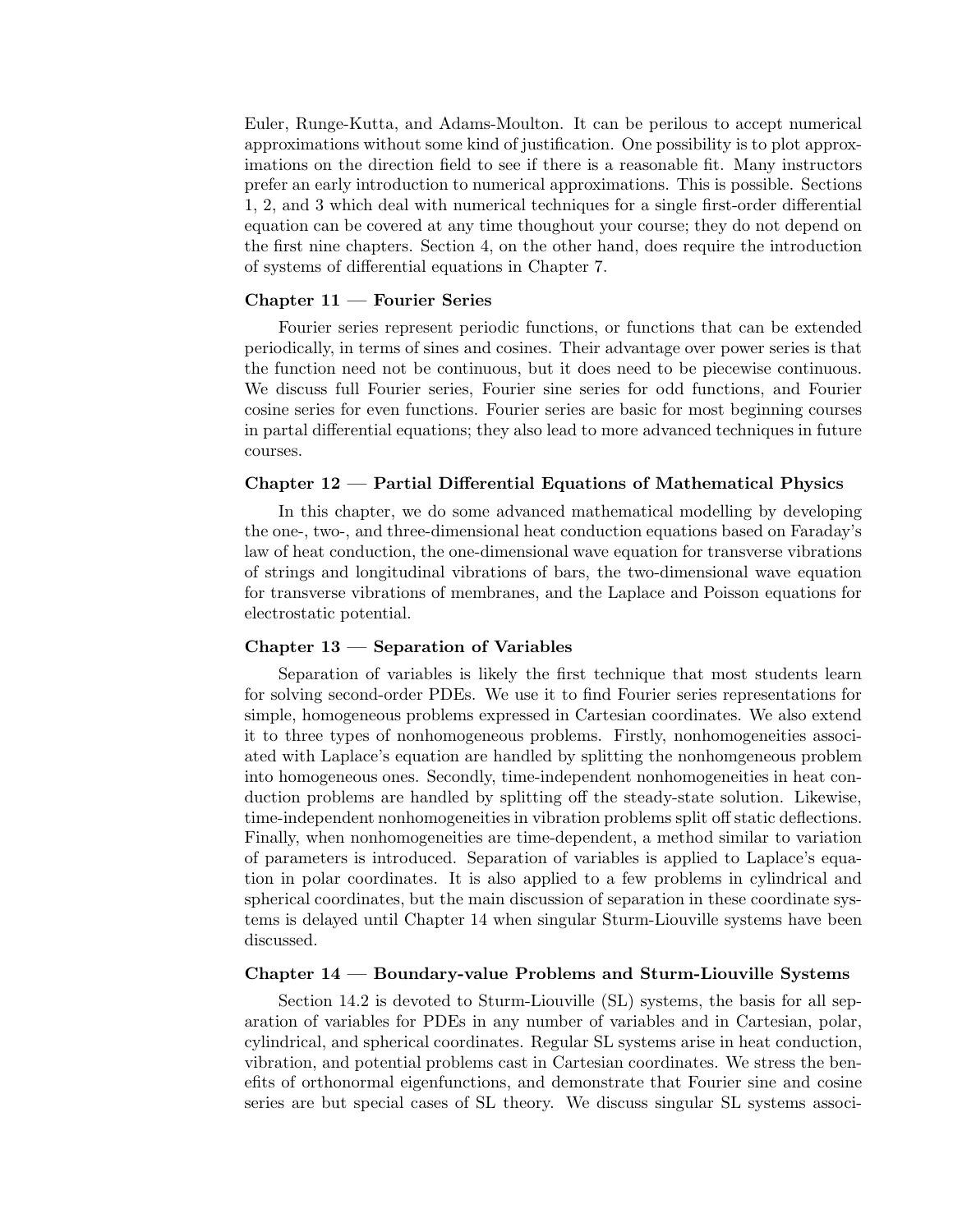Euler, Runge-Kutta, and Adams-Moulton. It can be perilous to accept numerical approximations without some kind of justification. One possibility is to plot approximations on the direction field to see if there is a reasonable fit. Many instructors prefer an early introduction to numerical approximations. This is possible. Sections 1, 2, and 3 which deal with numerical techniques for a single first-order differential equation can be covered at any time thoughout your course; they do not depend on the first nine chapters. Section 4, on the other hand, does require the introduction of systems of differential equations in Chapter 7.

### Chapter 11 — Fourier Series

Fourier series represent periodic functions, or functions that can be extended periodically, in terms of sines and cosines. Their advantage over power series is that the function need not be continuous, but it does need to be piecewise continuous. We discuss full Fourier series, Fourier sine series for odd functions, and Fourier cosine series for even functions. Fourier series are basic for most beginning courses in partal differential equations; they also lead to more advanced techniques in future courses.

### Chapter 12 — Partial Differential Equations of Mathematical Physics

In this chapter, we do some advanced mathematical modelling by developing the one-, two-, and three-dimensional heat conduction equations based on Faraday's law of heat conduction, the one-dimensional wave equation for transverse vibrations of strings and longitudinal vibrations of bars, the two-dimensional wave equation for transverse vibrations of membranes, and the Laplace and Poisson equations for electrostatic potential.

### Chapter 13 — Separation of Variables

Separation of variables is likely the first technique that most students learn for solving second-order PDEs. We use it to find Fourier series representations for simple, homogeneous problems expressed in Cartesian coordinates. We also extend it to three types of nonhomogeneous problems. Firstly, nonhomogeneities associated with Laplace's equation are handled by splitting the nonhomgeneous problem into homogeneous ones. Secondly, time-independent nonhomogeneities in heat conduction problems are handled by splitting off the steady-state solution. Likewise, time-independent nonhomogeneities in vibration problems split off static deflections. Finally, when nonhomogeneities are time-dependent, a method similar to variation of parameters is introduced. Separation of variables is applied to Laplace's equation in polar coordinates. It is also applied to a few problems in cylindrical and spherical coordinates, but the main discussion of separation in these coordinate systems is delayed until Chapter 14 when singular Sturm-Liouville systems have been discussed.

### Chapter 14 — Boundary-value Problems and Sturm-Liouville Systems

Section 14.2 is devoted to Sturm-Liouville (SL) systems, the basis for all separation of variables for PDEs in any number of variables and in Cartesian, polar, cylindrical, and spherical coordinates. Regular SL systems arise in heat conduction, vibration, and potential problems cast in Cartesian coordinates. We stress the benefits of orthonormal eigenfunctions, and demonstrate that Fourier sine and cosine series are but special cases of SL theory. We discuss singular SL systems associ-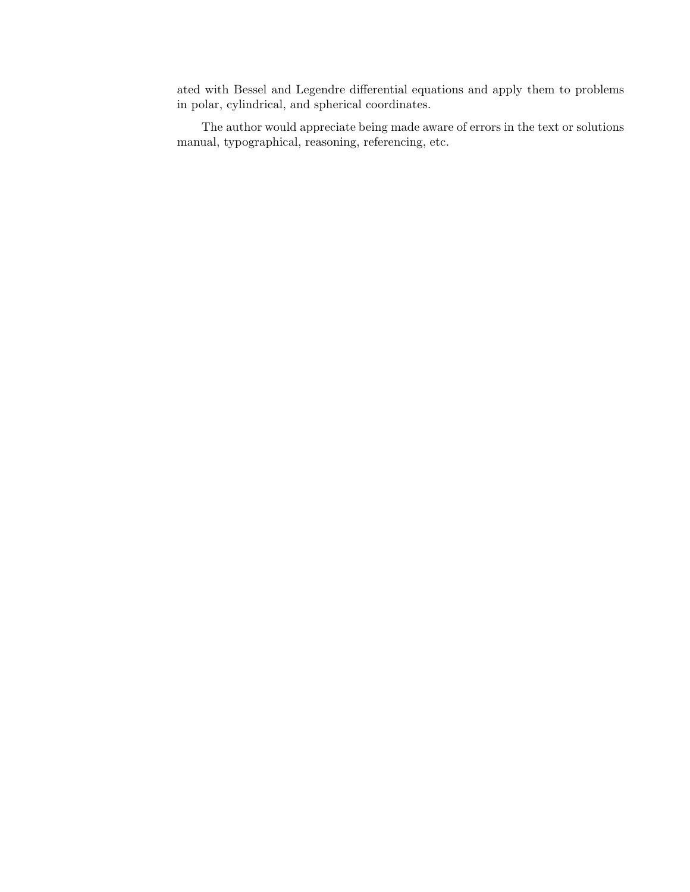ated with Bessel and Legendre differential equations and apply them to problems in polar, cylindrical, and spherical coordinates.

The author would appreciate being made aware of errors in the text or solutions manual, typographical, reasoning, referencing, etc.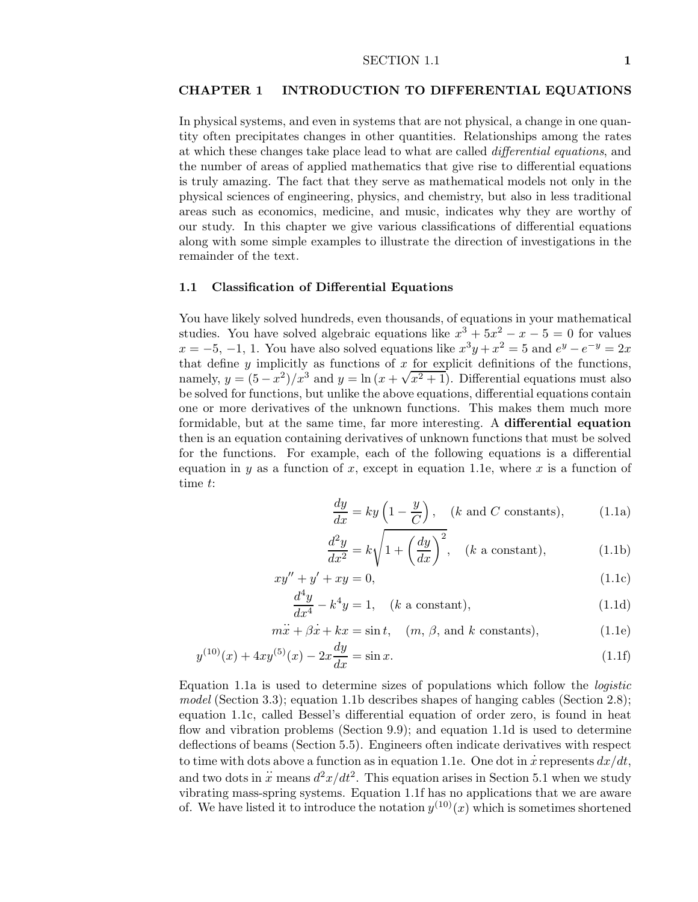# CHAPTER 1 INTRODUCTION TO DIFFERENTIAL EQUATIONS

In physical systems, and even in systems that are not physical, a change in one quantity often precipitates changes in other quantities. Relationships among the rates at which these changes take place lead to what are called *differential equations*, and the number of areas of applied mathematics that give rise to differential equations is truly amazing. The fact that they serve as mathematical models not only in the physical sciences of engineering, physics, and chemistry, but also in less traditional areas such as economics, medicine, and music, indicates why they are worthy of our study. In this chapter we give various classifications of differential equations along with some simple examples to illustrate the direction of investigations in the remainder of the text.

## 1.1 Classification of Differential Equations

You have likely solved hundreds, even thousands, of equations in your mathematical studies. You have solved algebraic equations like $x^3 + 5x^2 - x - 5 = 0$ for values $x = -5, -1, 1$. You have also solved equations like $x^3y + x^2 = 5$ and $e^y - e^{-y} = 2x$ that define $y$ implicitly as functions of $x$ for explicit definitions of the functions, namely, $y = (5 - x^2)/x^3$ and $y = \ln(x + \sqrt{x^2 + 1})$. Differential equations must also be solved for functions, but unlike the above equations, differential equations contain one or more derivatives of the unknown functions. This makes them much more formidable, but at the same time, far more interesting. A **differential equation** then is an equation containing derivatives of unknown functions that must be solved for the functions. For example, each of the following equations is a differential equation in $y$ as a function of $x$, except in equation 1.1e, where $x$ is a function of time $t$:

$$\frac{dy}{dx} = ky\left(1 - \frac{y}{C}\right), \quad (k \text{ and } C \text{ constants}), \tag{1.1a}$$

$$\frac{d^2y}{dx^2} = k\sqrt{1 + \left(\frac{dy}{dx}\right)^2}, \quad (k \text{ a constant}), \tag{1.1b}$$

$$xy'' + y' + xy = 0, \tag{1.1c}$$

$$\frac{d^4y}{dx^4} - k^4y = 1, \quad (k \text{ a constant}), \tag{1.1d}$$

$$m\ddot{x} + \beta\dot{x} + kx = \sin t, \quad (m,\ \beta, \text{ and } k \text{ constants}), \tag{1.1e}$$

$$y^{(10)}(x) + 4xy^{(5)}(x) - 2x\frac{dy}{dx} = \sin x. \tag{1.1f}$$

Equation 1.1a is used to determine sizes of populations which follow the *logistic model* (Section 3.3); equation 1.1b describes shapes of hanging cables (Section 2.8); equation 1.1c, called Bessel's differential equation of order zero, is found in heat flow and vibration problems (Section 9.9); and equation 1.1d is used to determine deflections of beams (Section 5.5). Engineers often indicate derivatives with respect to time with dots above a function as in equation 1.1e. One dot in $\dot{x}$ represents $dx/dt$, and two dots in $\ddot{x}$ means $d^2x/dt^2$. This equation arises in Section 5.1 when we study vibrating mass-spring systems. Equation 1.1f has no applications that we are aware of. We have listed it to introduce the notation $y^{(10)}(x)$ which is sometimes shortened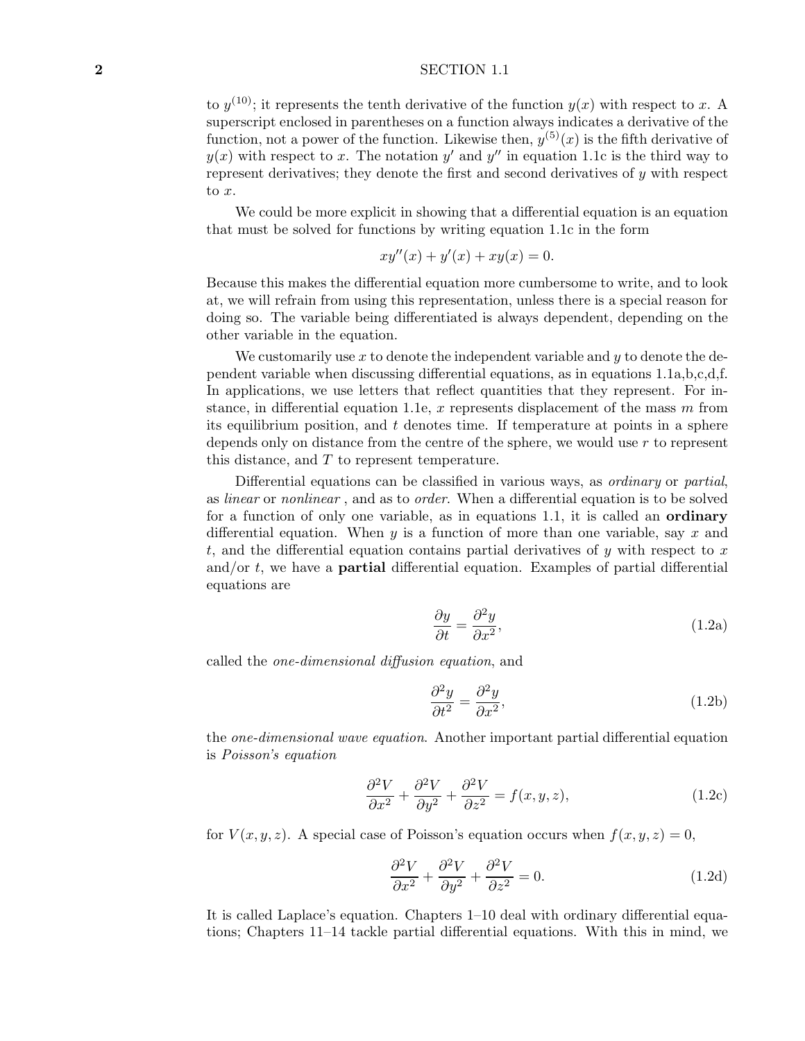to $y^{(10)}$; it represents the tenth derivative of the function $y(x)$ with respect to $x$. A superscript enclosed in parentheses on a function always indicates a derivative of the function, not a power of the function. Likewise then, $y^{(5)}(x)$ is the fifth derivative of $y(x)$ with respect to $x$. The notation $y'$ and $y''$ in equation 1.1c is the third way to represent derivatives; they denote the first and second derivatives of $y$ with respect to $x$.

We could be more explicit in showing that a differential equation is an equation that must be solved for functions by writing equation 1.1c in the form

$$xy''(x) + y'(x) + xy(x) = 0.$$

Because this makes the differential equation more cumbersome to write, and to look at, we will refrain from using this representation, unless there is a special reason for doing so. The variable being differentiated is always dependent, depending on the other variable in the equation.

We customarily use $x$ to denote the independent variable and $y$ to denote the dependent variable when discussing differential equations, as in equations 1.1a,b,c,d,f. In applications, we use letters that reflect quantities that they represent. For instance, in differential equation 1.1e, $x$ represents displacement of the mass $m$ from its equilibrium position, and $t$ denotes time. If temperature at points in a sphere depends only on distance from the centre of the sphere, we would use $r$ to represent this distance, and $T$ to represent temperature.

Differential equations can be classified in various ways, as *ordinary* or *partial*, as *linear* or *nonlinear* , and as to *order*. When a differential equation is to be solved for a function of only one variable, as in equations 1.1, it is called an **ordinary** differential equation. When $y$ is a function of more than one variable, say $x$ and $t$, and the differential equation contains partial derivatives of $y$ with respect to $x$ and/or $t$, we have a **partial** differential equation. Examples of partial differential equations are

$$\frac{\partial y}{\partial t} = \frac{\partial^2 y}{\partial x^2}, \tag{1.2a}$$

called the *one-dimensional diffusion equation*, and

$$\frac{\partial^2 y}{\partial t^2} = \frac{\partial^2 y}{\partial x^2}, \tag{1.2b}$$

the *one-dimensional wave equation*. Another important partial differential equation is *Poisson's equation*

$$\frac{\partial^2 V}{\partial x^2} + \frac{\partial^2 V}{\partial y^2} + \frac{\partial^2 V}{\partial z^2} = f(x, y, z), \tag{1.2c}$$

for $V(x, y, z)$. A special case of Poisson's equation occurs when $f(x, y, z) = 0$,

$$\frac{\partial^2 V}{\partial x^2} + \frac{\partial^2 V}{\partial y^2} + \frac{\partial^2 V}{\partial z^2} = 0. \tag{1.2d}$$

It is called Laplace's equation. Chapters 1–10 deal with ordinary differential equations; Chapters 11–14 tackle partial differential equations. With this in mind, we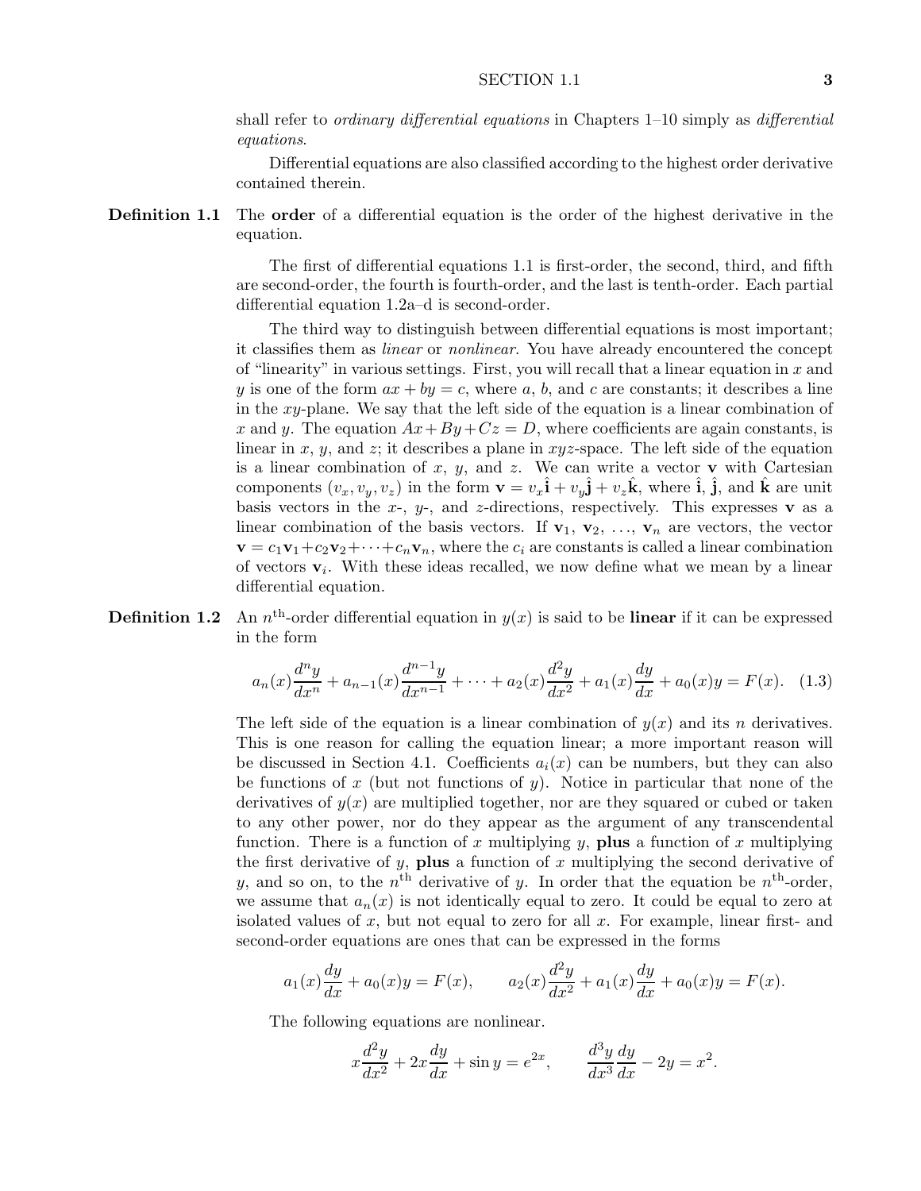shall refer to *ordinary differential equations* in Chapters 1–10 simply as *differential equations*.

Differential equations are also classified according to the highest order derivative contained therein.

**Definition 1.1** The **order** of a differential equation is the order of the highest derivative in the equation.

The first of differential equations 1.1 is first-order, the second, third, and fifth are second-order, the fourth is fourth-order, and the last is tenth-order. Each partial differential equation 1.2a–d is second-order.

The third way to distinguish between differential equations is most important; it classifies them as *linear* or *nonlinear*. You have already encountered the concept of "linearity" in various settings. First, you will recall that a linear equation in $x$ and $y$ is one of the form $ax + by = c$, where $a$, $b$, and $c$ are constants; it describes a line in the $xy$-plane. We say that the left side of the equation is a linear combination of $x$ and $y$. The equation $Ax + By + Cz = D$, where coefficients are again constants, is linear in $x$, $y$, and $z$; it describes a plane in $xyz$-space. The left side of the equation is a linear combination of $x$, $y$, and $z$. We can write a vector $\mathbf{v}$ with Cartesian components $(v_x, v_y, v_z)$ in the form $\mathbf{v} = v_x\hat{\mathbf{i}} + v_y\hat{\mathbf{j}} + v_z\hat{\mathbf{k}}$, where $\hat{\mathbf{i}}$, $\hat{\mathbf{j}}$, and $\hat{\mathbf{k}}$ are unit basis vectors in the $x$-, $y$-, and $z$-directions, respectively. This expresses $\mathbf{v}$ as a linear combination of the basis vectors. If $\mathbf{v}_1$, $\mathbf{v}_2$, …, $\mathbf{v}_n$ are vectors, the vector $\mathbf{v} = c_1\mathbf{v}_1 + c_2\mathbf{v}_2 + \cdots + c_n\mathbf{v}_n$, where the $c_i$ are constants is called a linear combination of vectors $\mathbf{v}_i$. With these ideas recalled, we now define what we mean by a linear differential equation.

**Definition 1.2** An $n^{\text{th}}$-order differential equation in $y(x)$ is said to be **linear** if it can be expressed in the form

$$a_n(x)\frac{d^ny}{dx^n} + a_{n-1}(x)\frac{d^{n-1}y}{dx^{n-1}} + \cdots + a_2(x)\frac{d^2y}{dx^2} + a_1(x)\frac{dy}{dx} + a_0(x)y = F(x). \quad (1.3)$$

The left side of the equation is a linear combination of $y(x)$ and its $n$ derivatives. This is one reason for calling the equation linear; a more important reason will be discussed in Section 4.1. Coefficients $a_i(x)$ can be numbers, but they can also be functions of $x$ (but not functions of $y$). Notice in particular that none of the derivatives of $y(x)$ are multiplied together, nor are they squared or cubed or taken to any other power, nor do they appear as the argument of any transcendental function. There is a function of $x$ multiplying $y$, **plus** a function of $x$ multiplying the first derivative of $y$, **plus** a function of $x$ multiplying the second derivative of $y$, and so on, to the $n^{\text{th}}$ derivative of $y$. In order that the equation be $n^{\text{th}}$-order, we assume that $a_n(x)$ is not identically equal to zero. It could be equal to zero at isolated values of $x$, but not equal to zero for all $x$. For example, linear first- and second-order equations are ones that can be expressed in the forms

$$a_1(x)\frac{dy}{dx} + a_0(x)y = F(x), \qquad a_2(x)\frac{d^2y}{dx^2} + a_1(x)\frac{dy}{dx} + a_0(x)y = F(x).$$

The following equations are nonlinear.

$$x\frac{d^2y}{dx^2} + 2x\frac{dy}{dx} + \sin y = e^{2x}, \qquad \frac{d^3y}{dx^3}\frac{dy}{dx} - 2y = x^2.$$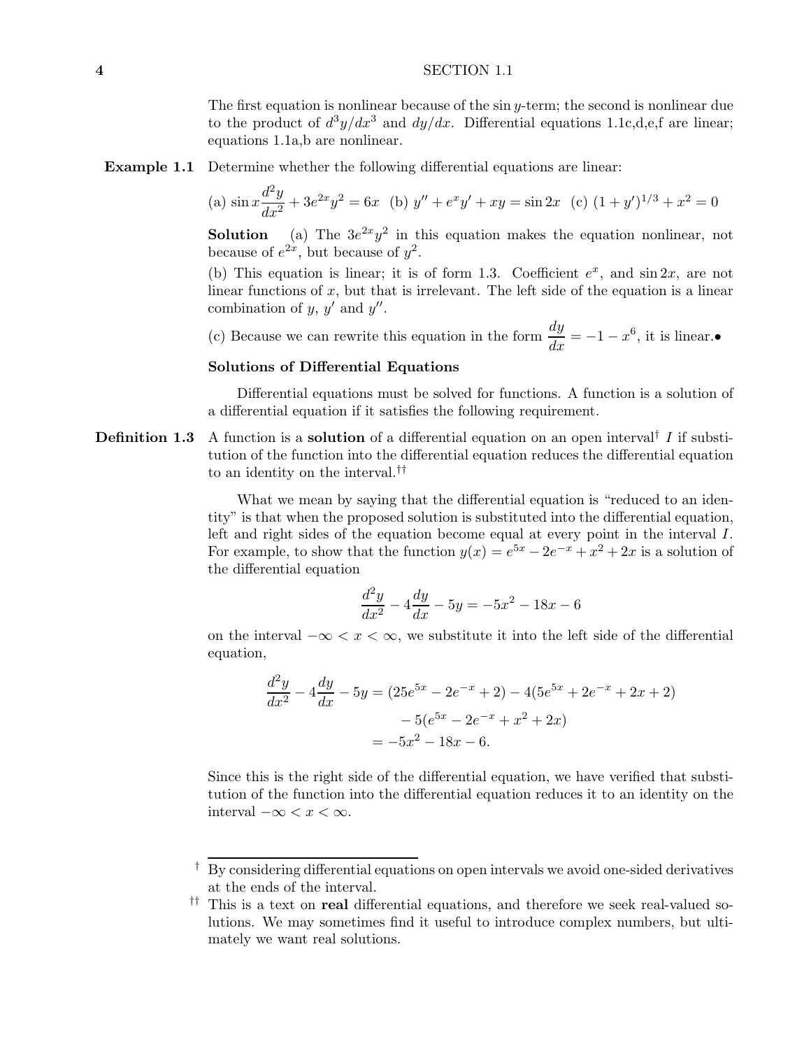The first equation is nonlinear because of the $\sin y$-term; the second is nonlinear due to the product of $d^3y/dx^3$ and $dy/dx$. Differential equations 1.1c,d,e,f are linear; equations 1.1a,b are nonlinear.

**Example 1.1** Determine whether the following differential equations are linear:

$$\text{(a) } \sin x \frac{d^2y}{dx^2} + 3e^{2x}y^2 = 6x \quad \text{(b) } y'' + e^x y' + xy = \sin 2x \quad \text{(c) } (1 + y')^{1/3} + x^2 = 0$$

**Solution** (a) The $3e^{2x}y^2$ in this equation makes the equation nonlinear, not because of $e^{2x}$, but because of $y^2$.

(b) This equation is linear; it is of form 1.3. Coefficient $e^x$, and $\sin 2x$, are not linear functions of $x$, but that is irrelevant. The left side of the equation is a linear combination of $y$, $y'$ and $y''$.

(c) Because we can rewrite this equation in the form $\dfrac{dy}{dx} = -1 - x^6$, it is linear.•

### Solutions of Differential Equations

Differential equations must be solved for functions. A function is a solution of a differential equation if it satisfies the following requirement.

**Definition 1.3** A function is a **solution** of a differential equation on an open interval† $I$ if substitution of the function into the differential equation reduces the differential equation to an identity on the interval.††

What we mean by saying that the differential equation is "reduced to an identity" is that when the proposed solution is substituted into the differential equation, left and right sides of the equation become equal at every point in the interval $I$. For example, to show that the function $y(x) = e^{5x} - 2e^{-x} + x^2 + 2x$ is a solution of the differential equation

$$\frac{d^2y}{dx^2} - 4\frac{dy}{dx} - 5y = -5x^2 - 18x - 6$$

on the interval $-\infty < x < \infty$, we substitute it into the left side of the differential equation,

$$\begin{aligned}\frac{d^2y}{dx^2} - 4\frac{dy}{dx} - 5y &= (25e^{5x} - 2e^{-x} + 2) - 4(5e^{5x} + 2e^{-x} + 2x + 2)\\&\quad - 5(e^{5x} - 2e^{-x} + x^2 + 2x)\\&= -5x^2 - 18x - 6.\end{aligned}$$

Since this is the right side of the differential equation, we have verified that substitution of the function into the differential equation reduces it to an identity on the interval $-\infty < x < \infty$.

---

† By considering differential equations on open intervals we avoid one-sided derivatives at the ends of the interval.

†† This is a text on **real** differential equations, and therefore we seek real-valued solutions. We may sometimes find it useful to introduce complex numbers, but ultimately we want real solutions.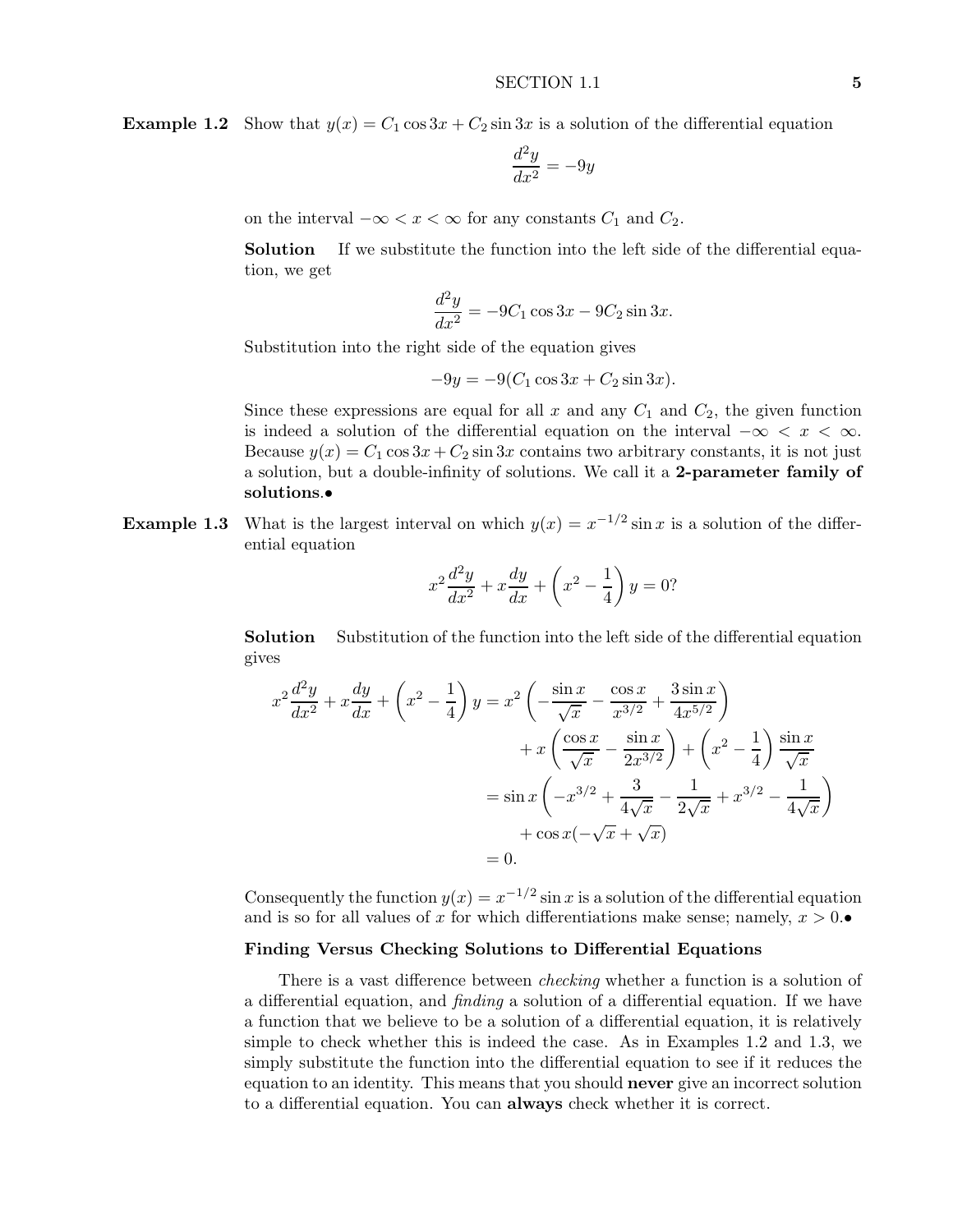**Example 1.2** Show that $y(x) = C_1 \cos 3x + C_2 \sin 3x$ is a solution of the differential equation

$$\frac{d^2y}{dx^2} = -9y$$

on the interval $-\infty < x < \infty$ for any constants $C_1$ and $C_2$.

**Solution** If we substitute the function into the left side of the differential equation, we get

$$\frac{d^2y}{dx^2} = -9C_1 \cos 3x - 9C_2 \sin 3x.$$

Substitution into the right side of the equation gives

$$-9y = -9(C_1 \cos 3x + C_2 \sin 3x).$$

Since these expressions are equal for all $x$ and any $C_1$ and $C_2$, the given function is indeed a solution of the differential equation on the interval $-\infty < x < \infty$. Because $y(x) = C_1 \cos 3x + C_2 \sin 3x$ contains two arbitrary constants, it is not just a solution, but a double-infinity of solutions. We call it a **2-parameter family of solutions**.•

**Example 1.3** What is the largest interval on which $y(x) = x^{-1/2} \sin x$ is a solution of the differential equation

$$x^2 \frac{d^2y}{dx^2} + x\frac{dy}{dx} + \left(x^2 - \frac{1}{4}\right) y = 0?$$

**Solution** Substitution of the function into the left side of the differential equation gives

$$\begin{aligned}
x^2 \frac{d^2y}{dx^2} + x\frac{dy}{dx} + \left(x^2 - \frac{1}{4}\right) y &= x^2 \left(-\frac{\sin x}{\sqrt{x}} - \frac{\cos x}{x^{3/2}} + \frac{3 \sin x}{4x^{5/2}}\right) \\
&\quad + x\left(\frac{\cos x}{\sqrt{x}} - \frac{\sin x}{2x^{3/2}}\right) + \left(x^2 - \frac{1}{4}\right)\frac{\sin x}{\sqrt{x}} \\
&= \sin x \left(-x^{3/2} + \frac{3}{4\sqrt{x}} - \frac{1}{2\sqrt{x}} + x^{3/2} - \frac{1}{4\sqrt{x}}\right) \\
&\quad + \cos x(-\sqrt{x} + \sqrt{x}) \\
&= 0.
\end{aligned}$$

Consequently the function $y(x) = x^{-1/2} \sin x$ is a solution of the differential equation and is so for all values of $x$ for which differentiations make sense; namely, $x > 0$.•

### Finding Versus Checking Solutions to Differential Equations

There is a vast difference between *checking* whether a function is a solution of a differential equation, and *finding* a solution of a differential equation. If we have a function that we believe to be a solution of a differential equation, it is relatively simple to check whether this is indeed the case. As in Examples 1.2 and 1.3, we simply substitute the function into the differential equation to see if it reduces the equation to an identity. This means that you should **never** give an incorrect solution to a differential equation. You can **always** check whether it is correct.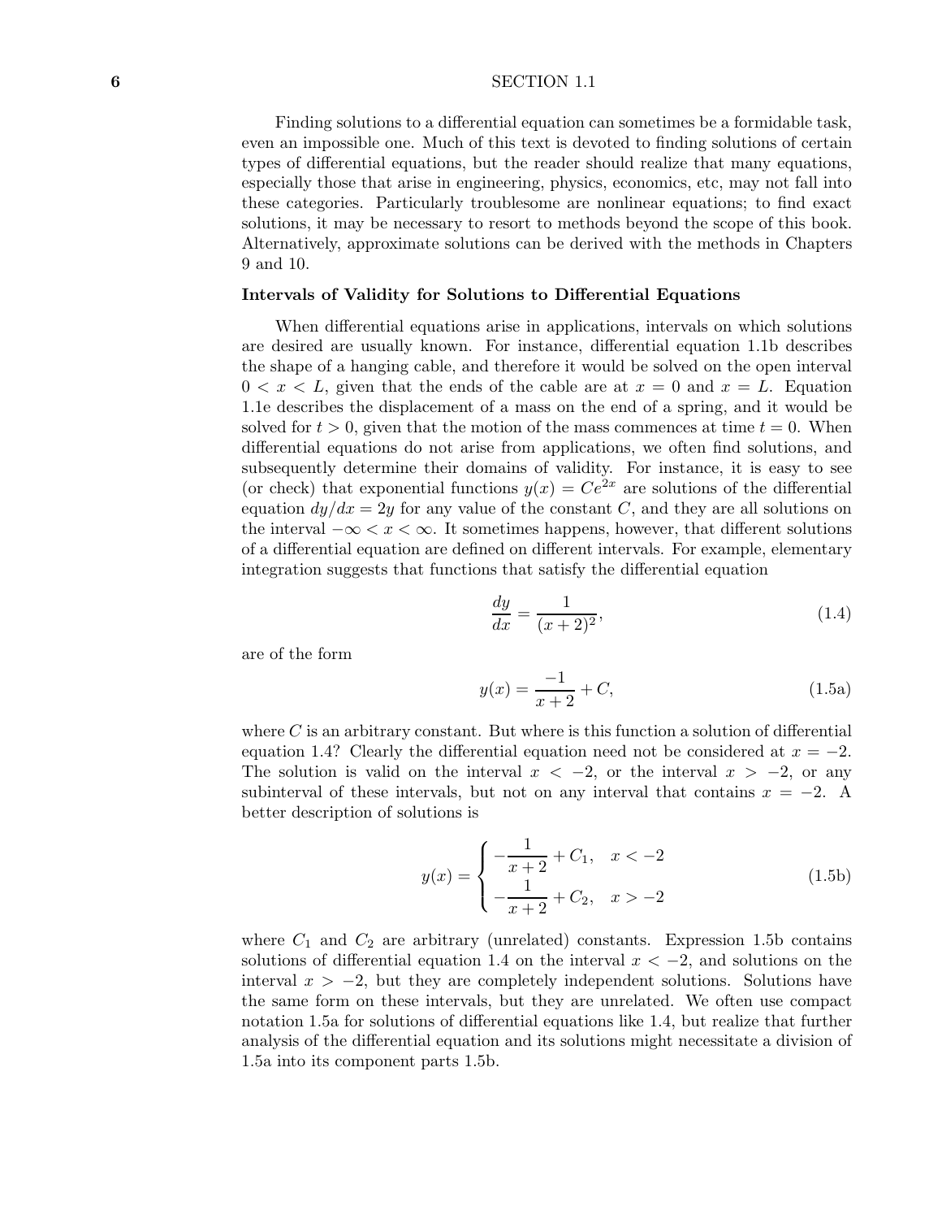Finding solutions to a differential equation can sometimes be a formidable task, even an impossible one. Much of this text is devoted to finding solutions of certain types of differential equations, but the reader should realize that many equations, especially those that arise in engineering, physics, economics, etc, may not fall into these categories. Particularly troublesome are nonlinear equations; to find exact solutions, it may be necessary to resort to methods beyond the scope of this book. Alternatively, approximate solutions can be derived with the methods in Chapters 9 and 10.

### Intervals of Validity for Solutions to Differential Equations

When differential equations arise in applications, intervals on which solutions are desired are usually known. For instance, differential equation 1.1b describes the shape of a hanging cable, and therefore it would be solved on the open interval $0 < x < L$, given that the ends of the cable are at $x = 0$ and $x = L$. Equation 1.1e describes the displacement of a mass on the end of a spring, and it would be solved for $t > 0$, given that the motion of the mass commences at time $t = 0$. When differential equations do not arise from applications, we often find solutions, and subsequently determine their domains of validity. For instance, it is easy to see (or check) that exponential functions $y(x) = Ce^{2x}$ are solutions of the differential equation $dy/dx = 2y$ for any value of the constant $C$, and they are all solutions on the interval $-\infty < x < \infty$. It sometimes happens, however, that different solutions of a differential equation are defined on different intervals. For example, elementary integration suggests that functions that satisfy the differential equation

$$\frac{dy}{dx} = \frac{1}{(x+2)^2}, \tag{1.4}$$

are of the form

$$y(x) = \frac{-1}{x+2} + C, \tag{1.5a}$$

where $C$ is an arbitrary constant. But where is this function a solution of differential equation 1.4? Clearly the differential equation need not be considered at $x = -2$. The solution is valid on the interval $x < -2$, or the interval $x > -2$, or any subinterval of these intervals, but not on any interval that contains $x = -2$. A better description of solutions is

$$y(x) = \begin{cases} -\dfrac{1}{x+2} + C_1, & x < -2 \\ -\dfrac{1}{x+2} + C_2, & x > -2 \end{cases} \tag{1.5b}$$

where $C_1$ and $C_2$ are arbitrary (unrelated) constants. Expression 1.5b contains solutions of differential equation 1.4 on the interval $x < -2$, and solutions on the interval $x > -2$, but they are completely independent solutions. Solutions have the same form on these intervals, but they are unrelated. We often use compact notation 1.5a for solutions of differential equations like 1.4, but realize that further analysis of the differential equation and its solutions might necessitate a division of 1.5a into its component parts 1.5b.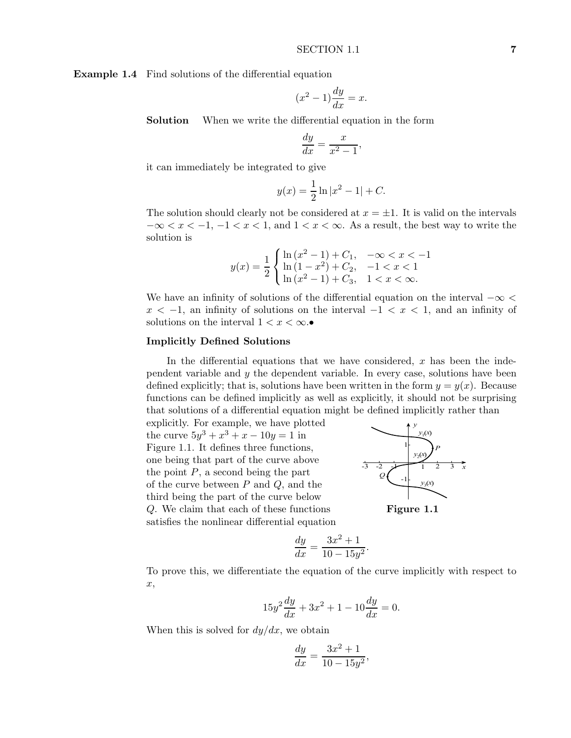**Example 1.4** Find solutions of the differential equation

$$(x^2 - 1)\frac{dy}{dx} = x.$$

**Solution** When we write the differential equation in the form

$$\frac{dy}{dx} = \frac{x}{x^2 - 1},$$

it can immediately be integrated to give

$$y(x) = \frac{1}{2}\ln|x^2 - 1| + C.$$

The solution should clearly not be considered at $x = \pm 1$. It is valid on the intervals $-\infty < x < -1$, $-1 < x < 1$, and $1 < x < \infty$. As a result, the best way to write the solution is

$$y(x) = \frac{1}{2}\begin{cases} \ln(x^2 - 1) + C_1, & -\infty < x < -1 \\ \ln(1 - x^2) + C_2, & -1 < x < 1 \\ \ln(x^2 - 1) + C_3, & 1 < x < \infty. \end{cases}$$

We have an infinity of solutions of the differential equation on the interval $-\infty < x < -1$, an infinity of solutions on the interval $-1 < x < 1$, and an infinity of solutions on the interval $1 < x < \infty$.•

**Implicitly Defined Solutions**

In the differential equations that we have considered, $x$ has been the independent variable and $y$ the dependent variable. In every case, solutions have been defined explicitly; that is, solutions have been written in the form $y = y(x)$. Because functions can be defined implicitly as well as explicitly, it should not be surprising that solutions of a differential equation might be defined implicitly rather than explicitly. For example, we have plotted the curve $5y^3 + x^3 + x - 10y = 1$ in Figure 1.1. It defines three functions, one being that part of the curve above the point $P$, a second being the part of the curve between $P$ and $Q$, and the third being the part of the curve below $Q$. We claim that each of these functions satisfies the nonlinear differential equation

**Figure 1.1**

$$\frac{dy}{dx} = \frac{3x^2 + 1}{10 - 15y^2}.$$

To prove this, we differentiate the equation of the curve implicitly with respect to $x$,

$$15y^2\frac{dy}{dx} + 3x^2 + 1 - 10\frac{dy}{dx} = 0.$$

When this is solved for $dy/dx$, we obtain

$$\frac{dy}{dx} = \frac{3x^2 + 1}{10 - 15y^2},$$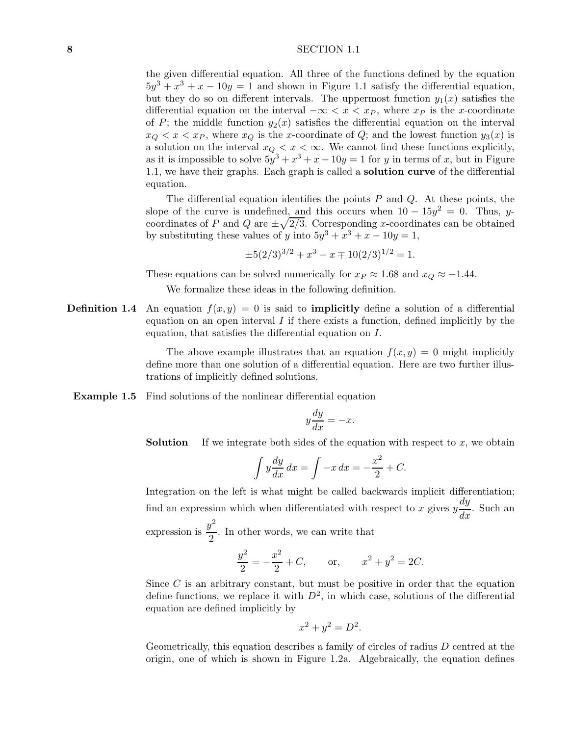the given differential equation. All three of the functions defined by the equation $5y^3 + x^3 + x - 10y = 1$ and shown in Figure 1.1 satisfy the differential equation, but they do so on different intervals. The uppermost function $y_1(x)$ satisfies the differential equation on the interval $-\infty < x < x_P$, where $x_P$ is the $x$-coordinate of $P$; the middle function $y_2(x)$ satisfies the differential equation on the interval $x_Q < x < x_P$, where $x_Q$ is the $x$-coordinate of $Q$; and the lowest function $y_3(x)$ is a solution on the interval $x_Q < x < \infty$. We cannot find these functions explicitly, as it is impossible to solve $5y^3 + x^3 + x - 10y = 1$ for $y$ in terms of $x$, but in Figure 1.1, we have their graphs. Each graph is called a **solution curve** of the differential equation.

The differential equation identifies the points $P$ and $Q$. At these points, the slope of the curve is undefined, and this occurs when $10 - 15y^2 = 0$. Thus, $y$-coordinates of $P$ and $Q$ are $\pm\sqrt{2/3}$. Corresponding $x$-coordinates can be obtained by substituting these values of $y$ into $5y^3 + x^3 + x - 10y = 1$,

$$\pm 5(2/3)^{3/2} + x^3 + x \mp 10(2/3)^{1/2} = 1.$$

These equations can be solved numerically for $x_P \approx 1.68$ and $x_Q \approx -1.44$.

We formalize these ideas in the following definition.

**Definition 1.4** An equation $f(x, y) = 0$ is said to **implicitly** define a solution of a differential equation on an open interval $I$ if there exists a function, defined implicitly by the equation, that satisfies the differential equation on $I$.

The above example illustrates that an equation $f(x, y) = 0$ might implicitly define more than one solution of a differential equation. Here are two further illustrations of implicitly defined solutions.

**Example 1.5** Find solutions of the nonlinear differential equation

$$y\frac{dy}{dx} = -x.$$

**Solution** If we integrate both sides of the equation with respect to $x$, we obtain

$$\int y\frac{dy}{dx}\,dx = \int -x\,dx = -\frac{x^2}{2} + C.$$

Integration on the left is what might be called backwards implicit differentiation; find an expression which when differentiated with respect to $x$ gives $y\dfrac{dy}{dx}$. Such an expression is $\dfrac{y^2}{2}$. In other words, we can write that

$$\frac{y^2}{2} = -\frac{x^2}{2} + C, \qquad \text{or,} \qquad x^2 + y^2 = 2C.$$

Since $C$ is an arbitrary constant, but must be positive in order that the equation define functions, we replace it with $D^2$, in which case, solutions of the differential equation are defined implicitly by

$$x^2 + y^2 = D^2.$$

Geometrically, this equation describes a family of circles of radius $D$ centred at the origin, one of which is shown in Figure 1.2a. Algebraically, the equation defines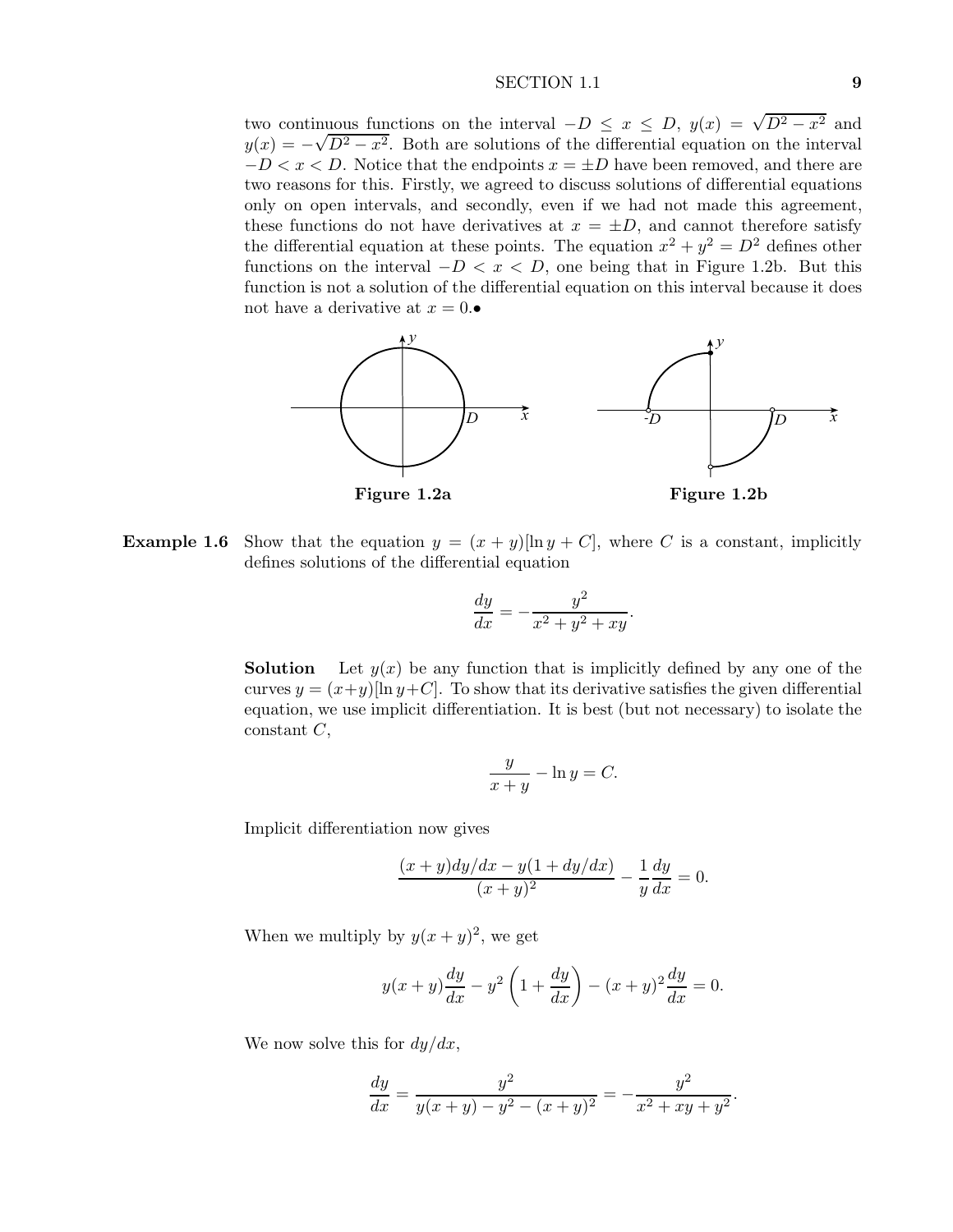two continuous functions on the interval $-D \leq x \leq D$, $y(x) = \sqrt{D^2 - x^2}$ and $y(x) = -\sqrt{D^2 - x^2}$. Both are solutions of the differential equation on the interval $-D < x < D$. Notice that the endpoints $x = \pm D$ have been removed, and there are two reasons for this. Firstly, we agreed to discuss solutions of differential equations only on open intervals, and secondly, even if we had not made this agreement, these functions do not have derivatives at $x = \pm D$, and cannot therefore satisfy the differential equation at these points. The equation $x^2 + y^2 = D^2$ defines other functions on the interval $-D < x < D$, one being that in Figure 1.2b. But this function is not a solution of the differential equation on this interval because it does not have a derivative at $x = 0$.•

**Figure 1.2a**

**Figure 1.2b**

**Example 1.6** Show that the equation $y = (x + y)[\ln y + C]$, where $C$ is a constant, implicitly defines solutions of the differential equation

$$\frac{dy}{dx} = -\frac{y^2}{x^2 + y^2 + xy}.$$

**Solution** Let $y(x)$ be any function that is implicitly defined by any one of the curves $y = (x+y)[\ln y + C]$. To show that its derivative satisfies the given differential equation, we use implicit differentiation. It is best (but not necessary) to isolate the constant $C$,

$$\frac{y}{x+y} - \ln y = C.$$

Implicit differentiation now gives

$$\frac{(x+y)dy/dx - y(1 + dy/dx)}{(x+y)^2} - \frac{1}{y}\frac{dy}{dx} = 0.$$

When we multiply by $y(x+y)^2$, we get

$$y(x+y)\frac{dy}{dx} - y^2\left(1 + \frac{dy}{dx}\right) - (x+y)^2\frac{dy}{dx} = 0.$$

We now solve this for $dy/dx$,

$$\frac{dy}{dx} = \frac{y^2}{y(x+y) - y^2 - (x+y)^2} = -\frac{y^2}{x^2 + xy + y^2}.$$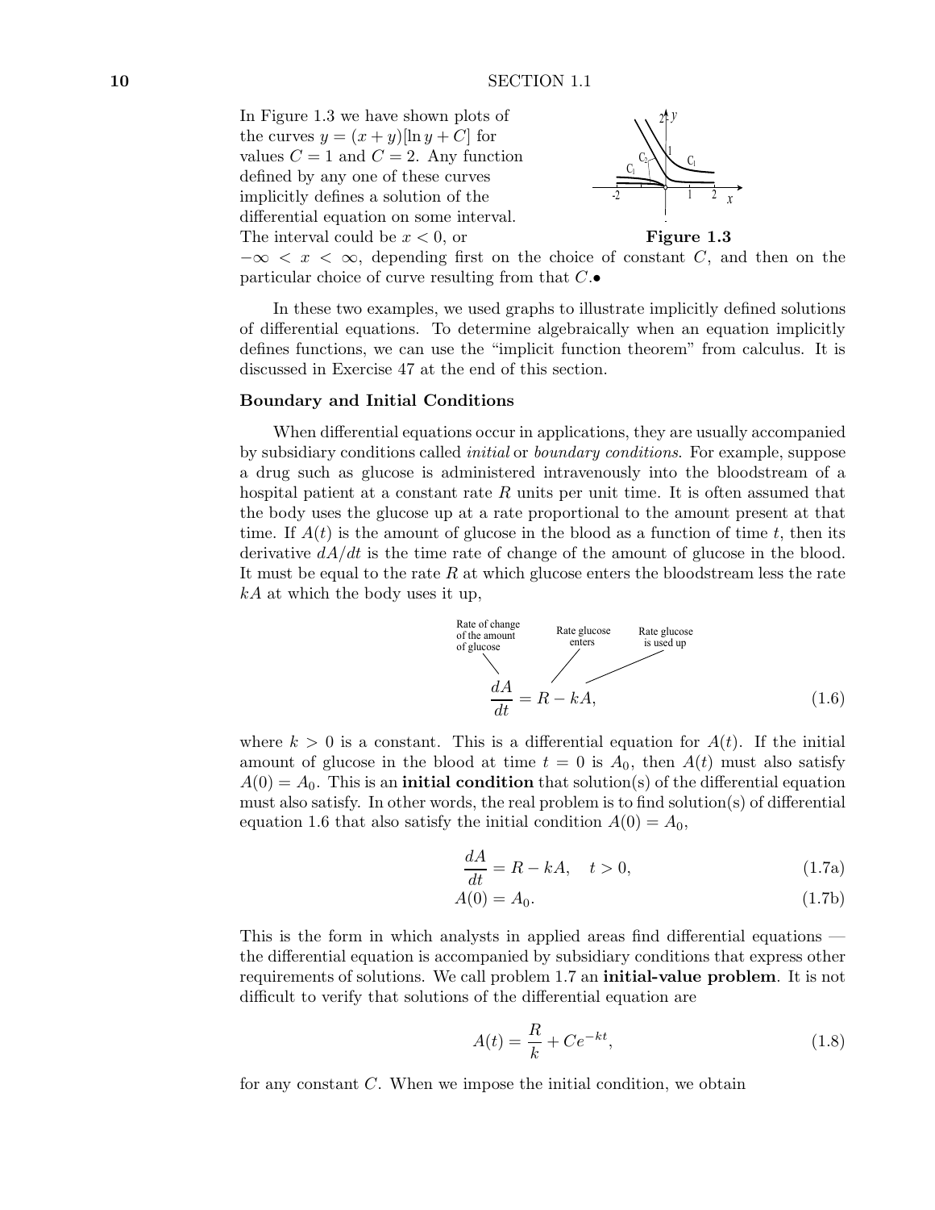In Figure 1.3 we have shown plots of the curves $y = (x + y)[\ln y + C]$ for values $C = 1$ and $C = 2$. Any function defined by any one of these curves implicitly defines a solution of the differential equation on some interval. The interval could be $x < 0$, or $-\infty < x < \infty$, depending first on the choice of constant $C$, and then on the particular choice of curve resulting from that $C$.•

**Figure 1.3**

In these two examples, we used graphs to illustrate implicitly defined solutions of differential equations. To determine algebraically when an equation implicitly defines functions, we can use the "implicit function theorem" from calculus. It is discussed in Exercise 47 at the end of this section.

### Boundary and Initial Conditions

When differential equations occur in applications, they are usually accompanied by subsidiary conditions called *initial* or *boundary conditions*. For example, suppose a drug such as glucose is administered intravenously into the bloodstream of a hospital patient at a constant rate $R$ units per unit time. It is often assumed that the body uses the glucose up at a rate proportional to the amount present at that time. If $A(t)$ is the amount of glucose in the blood as a function of time $t$, then its derivative $dA/dt$ is the time rate of change of the amount of glucose in the blood. It must be equal to the rate $R$ at which glucose enters the bloodstream less the rate $kA$ at which the body uses it up,

Rate of change of the amount of glucose — Rate glucose enters — Rate glucose is used up

$$\frac{dA}{dt} = R - kA, \tag{1.6}$$

where $k > 0$ is a constant. This is a differential equation for $A(t)$. If the initial amount of glucose in the blood at time $t = 0$ is $A_0$, then $A(t)$ must also satisfy $A(0) = A_0$. This is an **initial condition** that solution(s) of the differential equation must also satisfy. In other words, the real problem is to find solution(s) of differential equation 1.6 that also satisfy the initial condition $A(0) = A_0$,

$$\frac{dA}{dt} = R - kA, \quad t > 0, \tag{1.7a}$$

$$A(0) = A_0. \tag{1.7b}$$

This is the form in which analysts in applied areas find differential equations — the differential equation is accompanied by subsidiary conditions that express other requirements of solutions. We call problem 1.7 an **initial-value problem**. It is not difficult to verify that solutions of the differential equation are

$$A(t) = \frac{R}{k} + Ce^{-kt}, \tag{1.8}$$

for any constant $C$. When we impose the initial condition, we obtain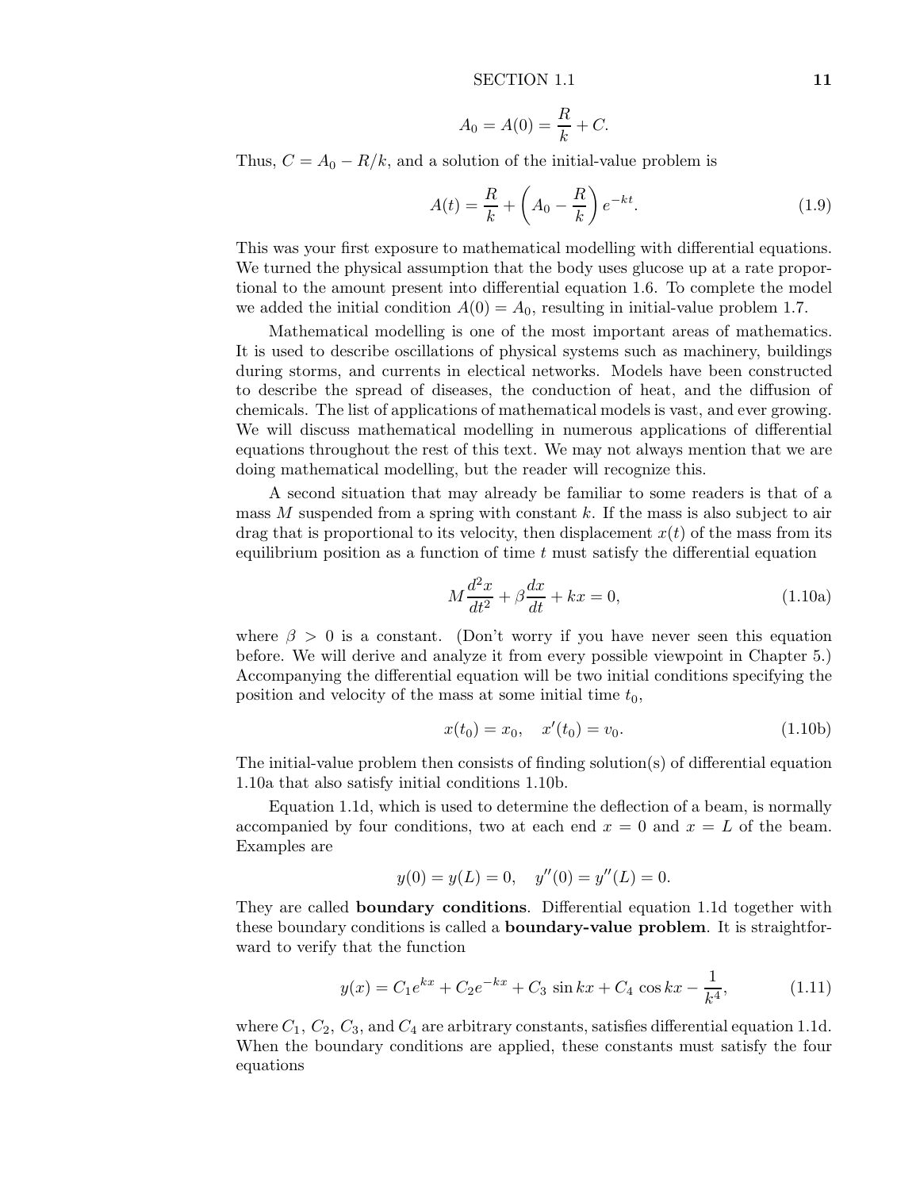$$A_0 = A(0) = \frac{R}{k} + C.$$

Thus, $C = A_0 - R/k$, and a solution of the initial-value problem is

$$A(t) = \frac{R}{k} + \left(A_0 - \frac{R}{k}\right)e^{-kt}. \tag{1.9}$$

This was your first exposure to mathematical modelling with differential equations. We turned the physical assumption that the body uses glucose up at a rate proportional to the amount present into differential equation 1.6. To complete the model we added the initial condition $A(0) = A_0$, resulting in initial-value problem 1.7.

Mathematical modelling is one of the most important areas of mathematics. It is used to describe oscillations of physical systems such as machinery, buildings during storms, and currents in electical networks. Models have been constructed to describe the spread of diseases, the conduction of heat, and the diffusion of chemicals. The list of applications of mathematical models is vast, and ever growing. We will discuss mathematical modelling in numerous applications of differential equations throughout the rest of this text. We may not always mention that we are doing mathematical modelling, but the reader will recognize this.

A second situation that may already be familiar to some readers is that of a mass $M$ suspended from a spring with constant $k$. If the mass is also subject to air drag that is proportional to its velocity, then displacement $x(t)$ of the mass from its equilibrium position as a function of time $t$ must satisfy the differential equation

$$M\frac{d^2x}{dt^2} + \beta\frac{dx}{dt} + kx = 0, \tag{1.10a}$$

where $\beta > 0$ is a constant. (Don't worry if you have never seen this equation before. We will derive and analyze it from every possible viewpoint in Chapter 5.) Accompanying the differential equation will be two initial conditions specifying the position and velocity of the mass at some initial time $t_0$,

$$x(t_0) = x_0, \quad x'(t_0) = v_0. \tag{1.10b}$$

The initial-value problem then consists of finding solution(s) of differential equation 1.10a that also satisfy initial conditions 1.10b.

Equation 1.1d, which is used to determine the deflection of a beam, is normally accompanied by four conditions, two at each end $x = 0$ and $x = L$ of the beam. Examples are

$$y(0) = y(L) = 0, \quad y''(0) = y''(L) = 0.$$

They are called **boundary conditions**. Differential equation 1.1d together with these boundary conditions is called a **boundary-value problem**. It is straightforward to verify that the function

$$y(x) = C_1e^{kx} + C_2e^{-kx} + C_3\sin kx + C_4\cos kx - \frac{1}{k^4}, \tag{1.11}$$

where $C_1$, $C_2$, $C_3$, and $C_4$ are arbitrary constants, satisfies differential equation 1.1d. When the boundary conditions are applied, these constants must satisfy the four equations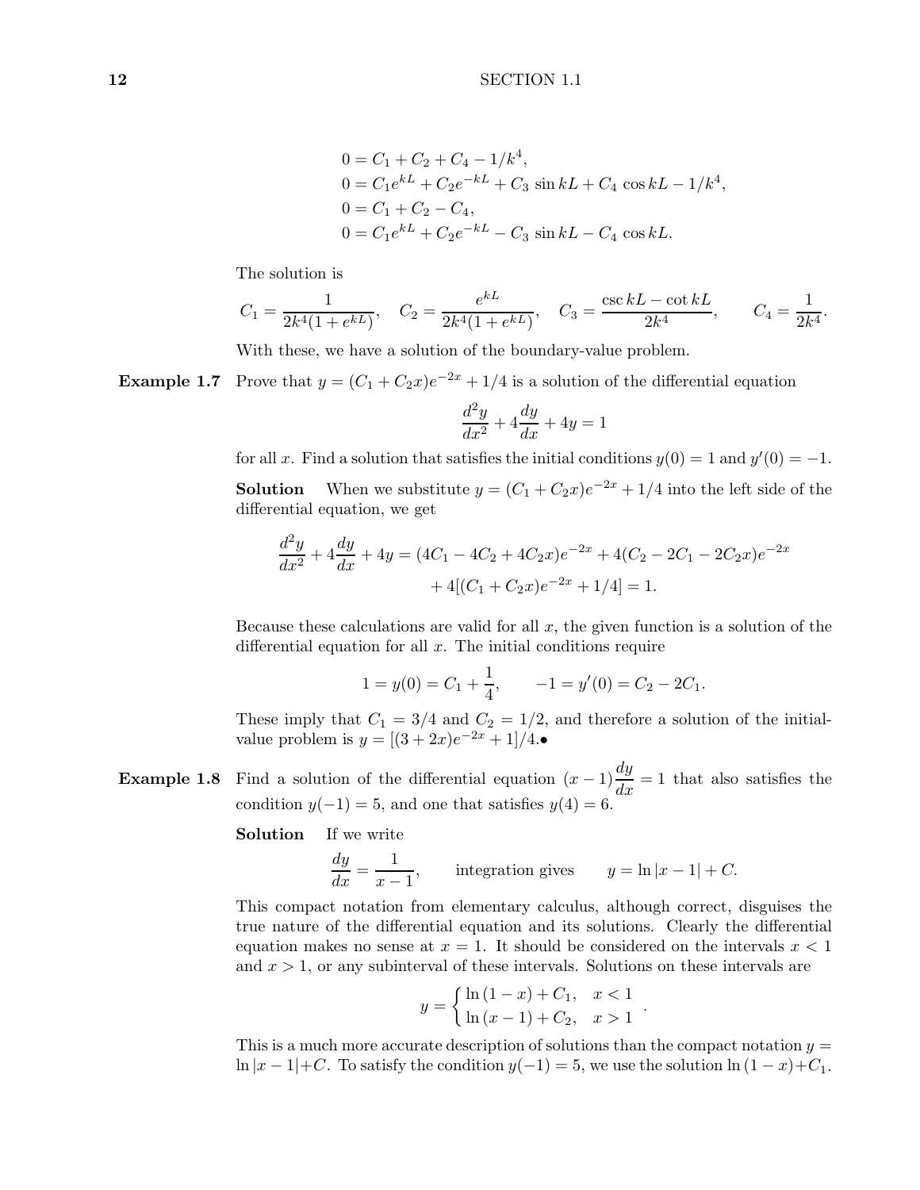$$
\begin{aligned}
0 &= C_1 + C_2 + C_4 - 1/k^4, \\
0 &= C_1 e^{kL} + C_2 e^{-kL} + C_3 \sin kL + C_4 \cos kL - 1/k^4, \\
0 &= C_1 + C_2 - C_4, \\
0 &= C_1 e^{kL} + C_2 e^{-kL} - C_3 \sin kL - C_4 \cos kL.
\end{aligned}
$$

The solution is

$$
C_1 = \frac{1}{2k^4(1+e^{kL})}, \quad C_2 = \frac{e^{kL}}{2k^4(1+e^{kL})}, \quad C_3 = \frac{\csc kL - \cot kL}{2k^4}, \qquad C_4 = \frac{1}{2k^4}.
$$

With these, we have a solution of the boundary-value problem.

**Example 1.7** Prove that $y = (C_1 + C_2 x)e^{-2x} + 1/4$ is a solution of the differential equation

$$
\frac{d^2y}{dx^2} + 4\frac{dy}{dx} + 4y = 1
$$

for all $x$. Find a solution that satisfies the initial conditions $y(0) = 1$ and $y'(0) = -1$.

**Solution** When we substitute $y = (C_1 + C_2 x)e^{-2x} + 1/4$ into the left side of the differential equation, we get

$$
\begin{aligned}
\frac{d^2y}{dx^2} + 4\frac{dy}{dx} + 4y = (4C_1 - 4C_2 + 4C_2 x)e^{-2x} + 4(C_2 - 2C_1 - 2C_2 x)e^{-2x} \\
+ 4[(C_1 + C_2 x)e^{-2x} + 1/4] = 1.
\end{aligned}
$$

Because these calculations are valid for all $x$, the given function is a solution of the differential equation for all $x$. The initial conditions require

$$
1 = y(0) = C_1 + \frac{1}{4}, \qquad -1 = y'(0) = C_2 - 2C_1.
$$

These imply that $C_1 = 3/4$ and $C_2 = 1/2$, and therefore a solution of the initial-value problem is $y = [(3 + 2x)e^{-2x} + 1]/4$.•

**Example 1.8** Find a solution of the differential equation $(x-1)\dfrac{dy}{dx} = 1$ that also satisfies the condition $y(-1) = 5$, and one that satisfies $y(4) = 6$.

**Solution** If we write

$$
\frac{dy}{dx} = \frac{1}{x-1}, \qquad \text{integration gives} \qquad y = \ln|x-1| + C.
$$

This compact notation from elementary calculus, although correct, disguises the true nature of the differential equation and its solutions. Clearly the differential equation makes no sense at $x = 1$. It should be considered on the intervals $x < 1$ and $x > 1$, or any subinterval of these intervals. Solutions on these intervals are

$$
y = \begin{cases} \ln(1-x) + C_1, & x < 1 \\ \ln(x-1) + C_2, & x > 1 \end{cases}.
$$

This is a much more accurate description of solutions than the compact notation $y = \ln|x-1| + C$. To satisfy the condition $y(-1) = 5$, we use the solution $\ln(1-x) + C_1$.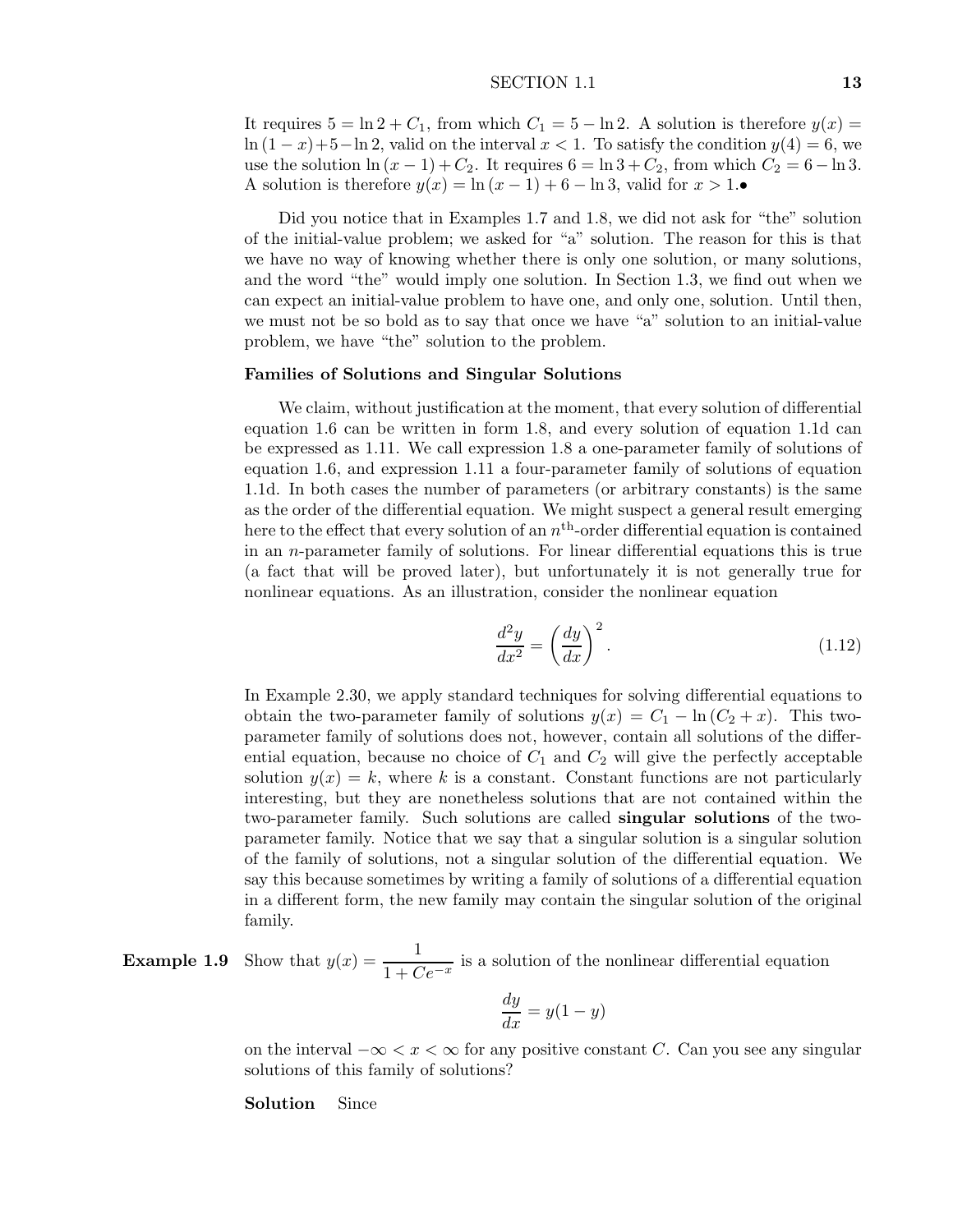It requires $5 = \ln 2 + C_1$, from which $C_1 = 5 - \ln 2$. A solution is therefore $y(x) = \ln(1-x) + 5 - \ln 2$, valid on the interval $x < 1$. To satisfy the condition $y(4) = 6$, we use the solution $\ln(x-1) + C_2$. It requires $6 = \ln 3 + C_2$, from which $C_2 = 6 - \ln 3$. A solution is therefore $y(x) = \ln(x-1) + 6 - \ln 3$, valid for $x > 1$.•

Did you notice that in Examples 1.7 and 1.8, we did not ask for "the" solution of the initial-value problem; we asked for "a" solution. The reason for this is that we have no way of knowing whether there is only one solution, or many solutions, and the word "the" would imply one solution. In Section 1.3, we find out when we can expect an initial-value problem to have one, and only one, solution. Until then, we must not be so bold as to say that once we have "a" solution to an initial-value problem, we have "the" solution to the problem.

**Families of Solutions and Singular Solutions**

We claim, without justification at the moment, that every solution of differential equation 1.6 can be written in form 1.8, and every solution of equation 1.1d can be expressed as 1.11. We call expression 1.8 a one-parameter family of solutions of equation 1.6, and expression 1.11 a four-parameter family of solutions of equation 1.1d. In both cases the number of parameters (or arbitrary constants) is the same as the order of the differential equation. We might suspect a general result emerging here to the effect that every solution of an $n^{\text{th}}$-order differential equation is contained in an $n$-parameter family of solutions. For linear differential equations this is true (a fact that will be proved later), but unfortunately it is not generally true for nonlinear equations. As an illustration, consider the nonlinear equation

$$\frac{d^2y}{dx^2} = \left(\frac{dy}{dx}\right)^2. \tag{1.12}$$

In Example 2.30, we apply standard techniques for solving differential equations to obtain the two-parameter family of solutions $y(x) = C_1 - \ln(C_2 + x)$. This two-parameter family of solutions does not, however, contain all solutions of the differential equation, because no choice of $C_1$ and $C_2$ will give the perfectly acceptable solution $y(x) = k$, where $k$ is a constant. Constant functions are not particularly interesting, but they are nonetheless solutions that are not contained within the two-parameter family. Such solutions are called **singular solutions** of the two-parameter family. Notice that we say that a singular solution is a singular solution of the family of solutions, not a singular solution of the differential equation. We say this because sometimes by writing a family of solutions of a differential equation in a different form, the new family may contain the singular solution of the original family.

**Example 1.9** Show that $y(x) = \dfrac{1}{1 + Ce^{-x}}$ is a solution of the nonlinear differential equation

$$\frac{dy}{dx} = y(1-y)$$

on the interval $-\infty < x < \infty$ for any positive constant $C$. Can you see any singular solutions of this family of solutions?

**Solution** Since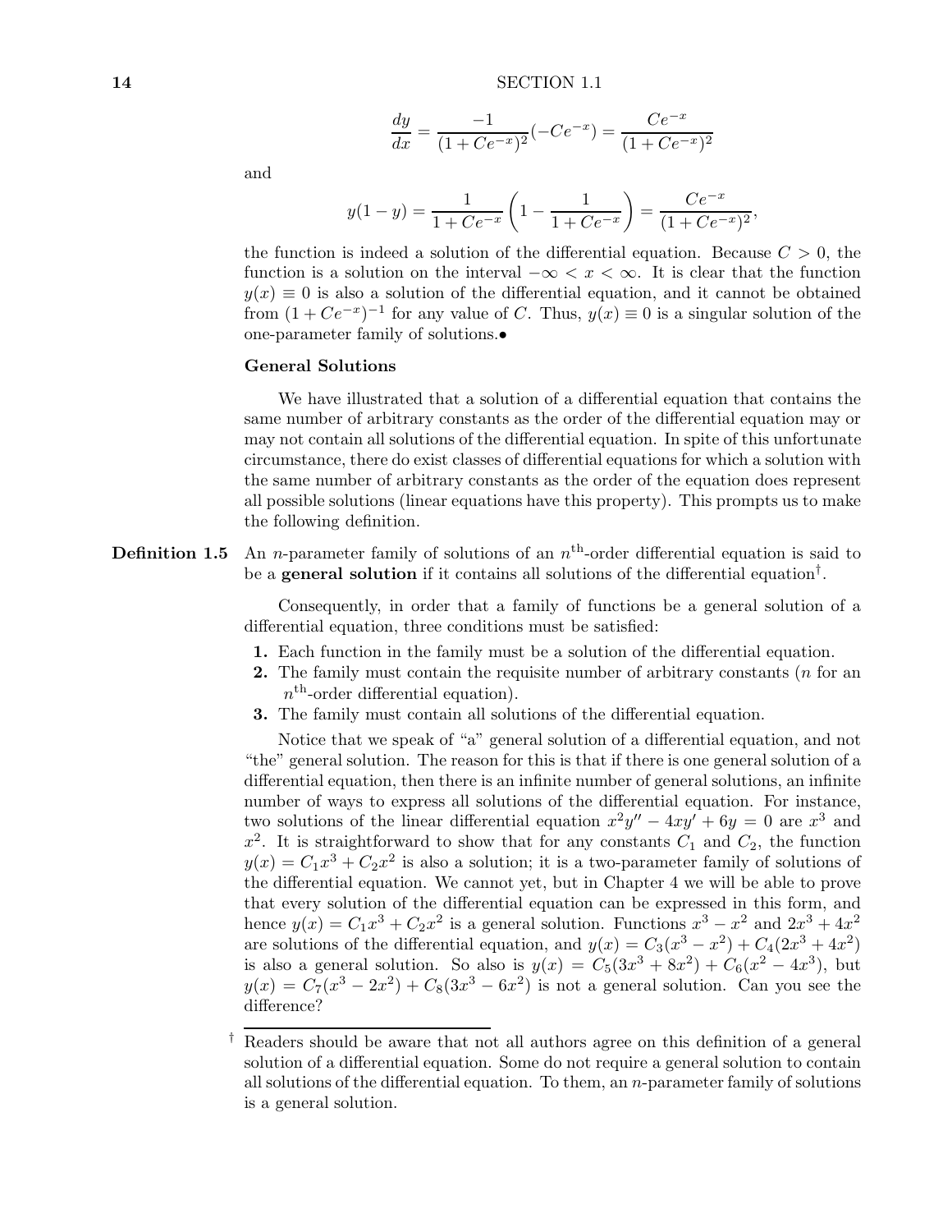$$\frac{dy}{dx} = \frac{-1}{(1+Ce^{-x})^2}(-Ce^{-x}) = \frac{Ce^{-x}}{(1+Ce^{-x})^2}$$

and

$$y(1-y) = \frac{1}{1+Ce^{-x}}\left(1 - \frac{1}{1+Ce^{-x}}\right) = \frac{Ce^{-x}}{(1+Ce^{-x})^2},$$

the function is indeed a solution of the differential equation. Because $C > 0$, the function is a solution on the interval $-\infty < x < \infty$. It is clear that the function $y(x) \equiv 0$ is also a solution of the differential equation, and it cannot be obtained from $(1 + Ce^{-x})^{-1}$ for any value of $C$. Thus, $y(x) \equiv 0$ is a singular solution of the one-parameter family of solutions.•

### General Solutions

We have illustrated that a solution of a differential equation that contains the same number of arbitrary constants as the order of the differential equation may or may not contain all solutions of the differential equation. In spite of this unfortunate circumstance, there do exist classes of differential equations for which a solution with the same number of arbitrary constants as the order of the equation does represent all possible solutions (linear equations have this property). This prompts us to make the following definition.

**Definition 1.5** An $n$-parameter family of solutions of an $n^{\text{th}}$-order differential equation is said to be a **general solution** if it contains all solutions of the differential equation†.

Consequently, in order that a family of functions be a general solution of a differential equation, three conditions must be satisfied:

1. Each function in the family must be a solution of the differential equation.
2. The family must contain the requisite number of arbitrary constants ($n$ for an $n^{\text{th}}$-order differential equation).
3. The family must contain all solutions of the differential equation.

Notice that we speak of "a" general solution of a differential equation, and not "the" general solution. The reason for this is that if there is one general solution of a differential equation, then there is an infinite number of general solutions, an infinite number of ways to express all solutions of the differential equation. For instance, two solutions of the linear differential equation $x^2y'' - 4xy' + 6y = 0$ are $x^3$ and $x^2$. It is straightforward to show that for any constants $C_1$ and $C_2$, the function $y(x) = C_1x^3 + C_2x^2$ is also a solution; it is a two-parameter family of solutions of the differential equation. We cannot yet, but in Chapter 4 we will be able to prove that every solution of the differential equation can be expressed in this form, and hence $y(x) = C_1x^3 + C_2x^2$ is a general solution. Functions $x^3 - x^2$ and $2x^3 + 4x^2$ are solutions of the differential equation, and $y(x) = C_3(x^3 - x^2) + C_4(2x^3 + 4x^2)$ is also a general solution. So also is $y(x) = C_5(3x^3 + 8x^2) + C_6(x^2 - 4x^3)$, but $y(x) = C_7(x^3 - 2x^2) + C_8(3x^3 - 6x^2)$ is not a general solution. Can you see the difference?

† Readers should be aware that not all authors agree on this definition of a general solution of a differential equation. Some do not require a general solution to contain all solutions of the differential equation. To them, an $n$-parameter family of solutions is a general solution.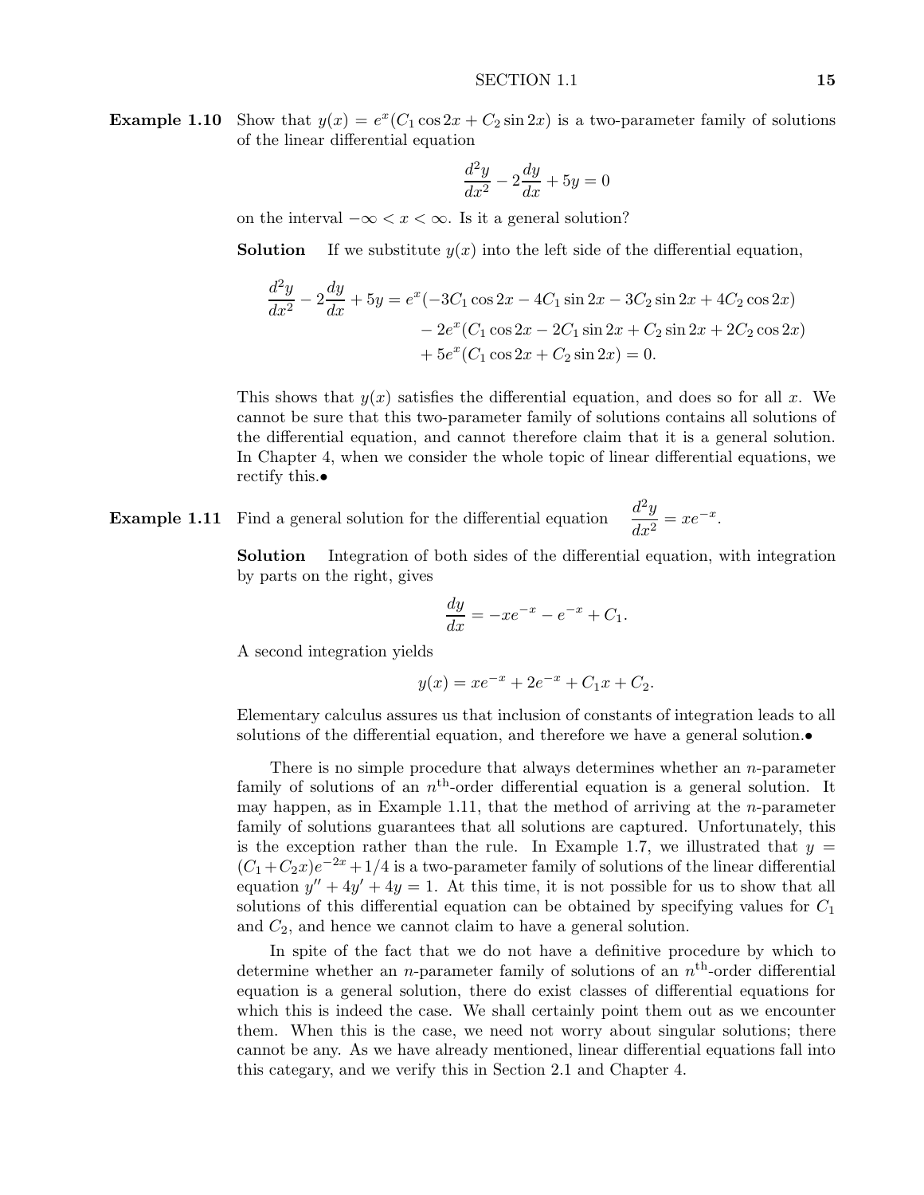**Example 1.10** Show that $y(x) = e^x(C_1 \cos 2x + C_2 \sin 2x)$ is a two-parameter family of solutions of the linear differential equation

$$\frac{d^2y}{dx^2} - 2\frac{dy}{dx} + 5y = 0$$

on the interval $-\infty < x < \infty$. Is it a general solution?

**Solution** If we substitute $y(x)$ into the left side of the differential equation,

$$\begin{aligned}\frac{d^2y}{dx^2} - 2\frac{dy}{dx} + 5y &= e^x(-3C_1 \cos 2x - 4C_1 \sin 2x - 3C_2 \sin 2x + 4C_2 \cos 2x) \\ &\quad - 2e^x(C_1 \cos 2x - 2C_1 \sin 2x + C_2 \sin 2x + 2C_2 \cos 2x) \\ &\quad + 5e^x(C_1 \cos 2x + C_2 \sin 2x) = 0.\end{aligned}$$

This shows that $y(x)$ satisfies the differential equation, and does so for all $x$. We cannot be sure that this two-parameter family of solutions contains all solutions of the differential equation, and cannot therefore claim that it is a general solution. In Chapter 4, when we consider the whole topic of linear differential equations, we rectify this.●

**Example 1.11** Find a general solution for the differential equation $\dfrac{d^2y}{dx^2} = xe^{-x}$.

**Solution** Integration of both sides of the differential equation, with integration by parts on the right, gives

$$\frac{dy}{dx} = -xe^{-x} - e^{-x} + C_1.$$

A second integration yields

$$y(x) = xe^{-x} + 2e^{-x} + C_1 x + C_2.$$

Elementary calculus assures us that inclusion of constants of integration leads to all solutions of the differential equation, and therefore we have a general solution.●

There is no simple procedure that always determines whether an $n$-parameter family of solutions of an $n^{\text{th}}$-order differential equation is a general solution. It may happen, as in Example 1.11, that the method of arriving at the $n$-parameter family of solutions guarantees that all solutions are captured. Unfortunately, this is the exception rather than the rule. In Example 1.7, we illustrated that $y = (C_1 + C_2 x)e^{-2x} + 1/4$ is a two-parameter family of solutions of the linear differential equation $y'' + 4y' + 4y = 1$. At this time, it is not possible for us to show that all solutions of this differential equation can be obtained by specifying values for $C_1$ and $C_2$, and hence we cannot claim to have a general solution.

In spite of the fact that we do not have a definitive procedure by which to determine whether an $n$-parameter family of solutions of an $n^{\text{th}}$-order differential equation is a general solution, there do exist classes of differential equations for which this is indeed the case. We shall certainly point them out as we encounter them. When this is the case, we need not worry about singular solutions; there cannot be any. As we have already mentioned, linear differential equations fall into this categary, and we verify this in Section 2.1 and Chapter 4.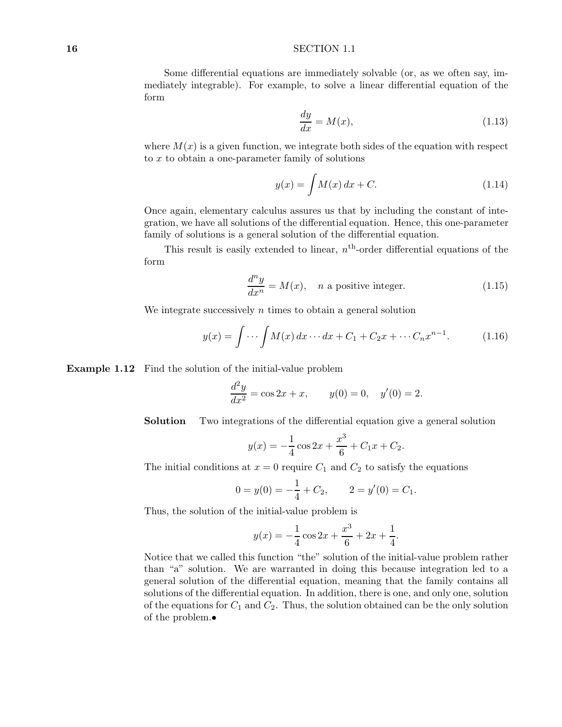Some differential equations are immediately solvable (or, as we often say, immediately integrable). For example, to solve a linear differential equation of the form

$$\frac{dy}{dx} = M(x), \tag{1.13}$$

where $M(x)$ is a given function, we integrate both sides of the equation with respect to $x$ to obtain a one-parameter family of solutions

$$y(x) = \int M(x)\, dx + C. \tag{1.14}$$

Once again, elementary calculus assures us that by including the constant of integration, we have all solutions of the differential equation. Hence, this one-parameter family of solutions is a general solution of the differential equation.

This result is easily extended to linear, $n^{\text{th}}$-order differential equations of the form

$$\frac{d^n y}{dx^n} = M(x), \quad n \text{ a positive integer.} \tag{1.15}$$

We integrate successively $n$ times to obtain a general solution

$$y(x) = \int \cdots \int M(x)\, dx \cdots dx + C_1 + C_2 x + \cdots C_n x^{n-1}. \tag{1.16}$$

**Example 1.12** Find the solution of the initial-value problem

$$\frac{d^2 y}{dx^2} = \cos 2x + x, \qquad y(0) = 0, \quad y'(0) = 2.$$

**Solution** Two integrations of the differential equation give a general solution

$$y(x) = -\frac{1}{4}\cos 2x + \frac{x^3}{6} + C_1 x + C_2.$$

The initial conditions at $x = 0$ require $C_1$ and $C_2$ to satisfy the equations

$$0 = y(0) = -\frac{1}{4} + C_2, \qquad 2 = y'(0) = C_1.$$

Thus, the solution of the initial-value problem is

$$y(x) = -\frac{1}{4}\cos 2x + \frac{x^3}{6} + 2x + \frac{1}{4}.$$

Notice that we called this function "the" solution of the initial-value problem rather than "a" solution. We are warranted in doing this because integration led to a general solution of the differential equation, meaning that the family contains all solutions of the differential equation. In addition, there is one, and only one, solution of the equations for $C_1$ and $C_2$. Thus, the solution obtained can be the only solution of the problem.•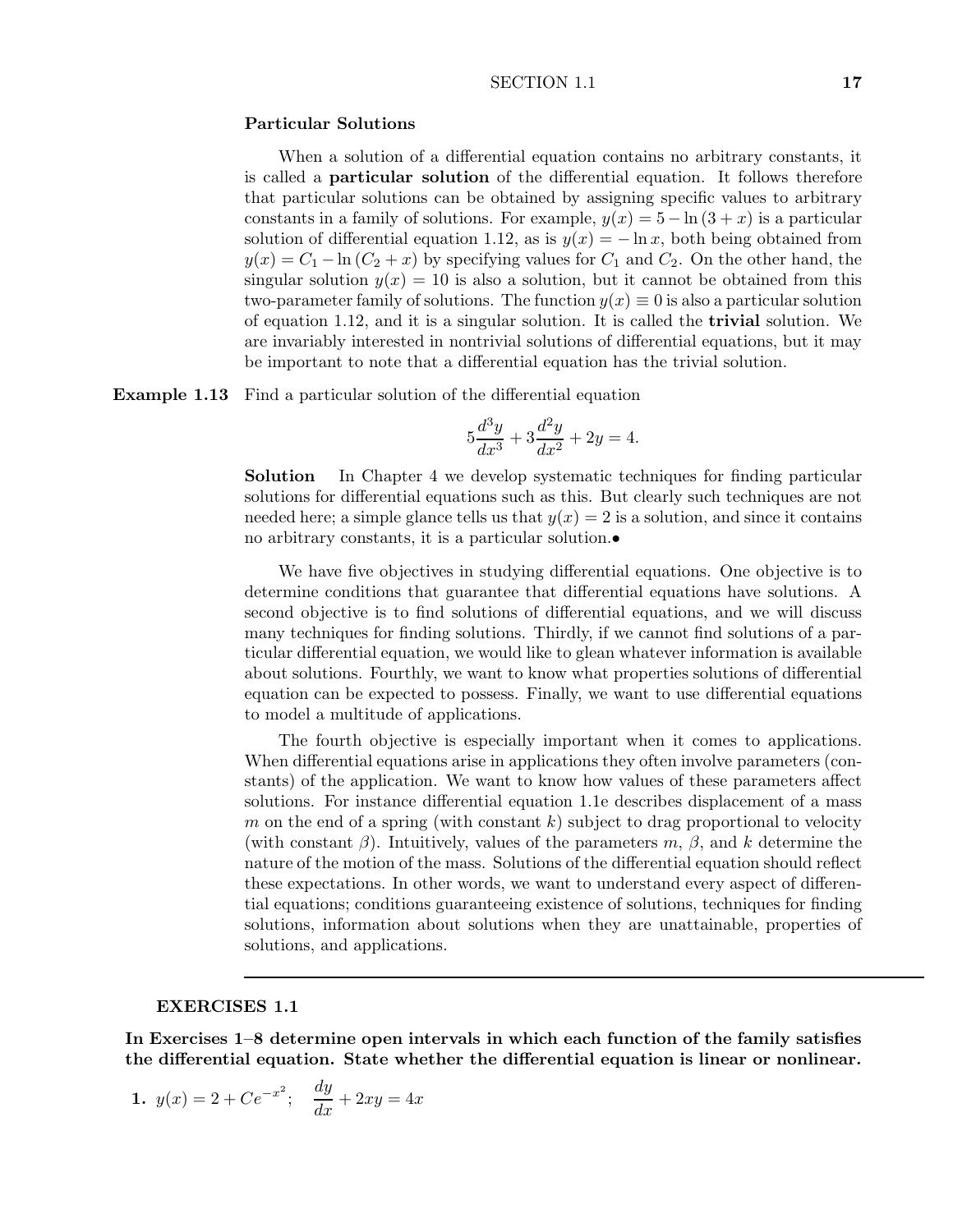### Particular Solutions

When a solution of a differential equation contains no arbitrary constants, it is called a **particular solution** of the differential equation. It follows therefore that particular solutions can be obtained by assigning specific values to arbitrary constants in a family of solutions. For example, $y(x) = 5 - \ln(3 + x)$ is a particular solution of differential equation 1.12, as is $y(x) = -\ln x$, both being obtained from $y(x) = C_1 - \ln(C_2 + x)$ by specifying values for $C_1$ and $C_2$. On the other hand, the singular solution $y(x) = 10$ is also a solution, but it cannot be obtained from this two-parameter family of solutions. The function $y(x) \equiv 0$ is also a particular solution of equation 1.12, and it is a singular solution. It is called the **trivial** solution. We are invariably interested in nontrivial solutions of differential equations, but it may be important to note that a differential equation has the trivial solution.

**Example 1.13** Find a particular solution of the differential equation

$$5\frac{d^3y}{dx^3} + 3\frac{d^2y}{dx^2} + 2y = 4.$$

**Solution** In Chapter 4 we develop systematic techniques for finding particular solutions for differential equations such as this. But clearly such techniques are not needed here; a simple glance tells us that $y(x) = 2$ is a solution, and since it contains no arbitrary constants, it is a particular solution.•

We have five objectives in studying differential equations. One objective is to determine conditions that guarantee that differential equations have solutions. A second objective is to find solutions of differential equations, and we will discuss many techniques for finding solutions. Thirdly, if we cannot find solutions of a particular differential equation, we would like to glean whatever information is available about solutions. Fourthly, we want to know what properties solutions of differential equation can be expected to possess. Finally, we want to use differential equations to model a multitude of applications.

The fourth objective is especially important when it comes to applications. When differential equations arise in applications they often involve parameters (constants) of the application. We want to know how values of these parameters affect solutions. For instance differential equation 1.1e describes displacement of a mass $m$ on the end of a spring (with constant $k$) subject to drag proportional to velocity (with constant $\beta$). Intuitively, values of the parameters $m$, $\beta$, and $k$ determine the nature of the motion of the mass. Solutions of the differential equation should reflect these expectations. In other words, we want to understand every aspect of differential equations; conditions guaranteeing existence of solutions, techniques for finding solutions, information about solutions when they are unattainable, properties of solutions, and applications.

---

## EXERCISES 1.1

**In Exercises 1–8 determine open intervals in which each function of the family satisfies the differential equation. State whether the differential equation is linear or nonlinear.**

**1.** $y(x) = 2 + Ce^{-x^2}$; $\quad \dfrac{dy}{dx} + 2xy = 4x$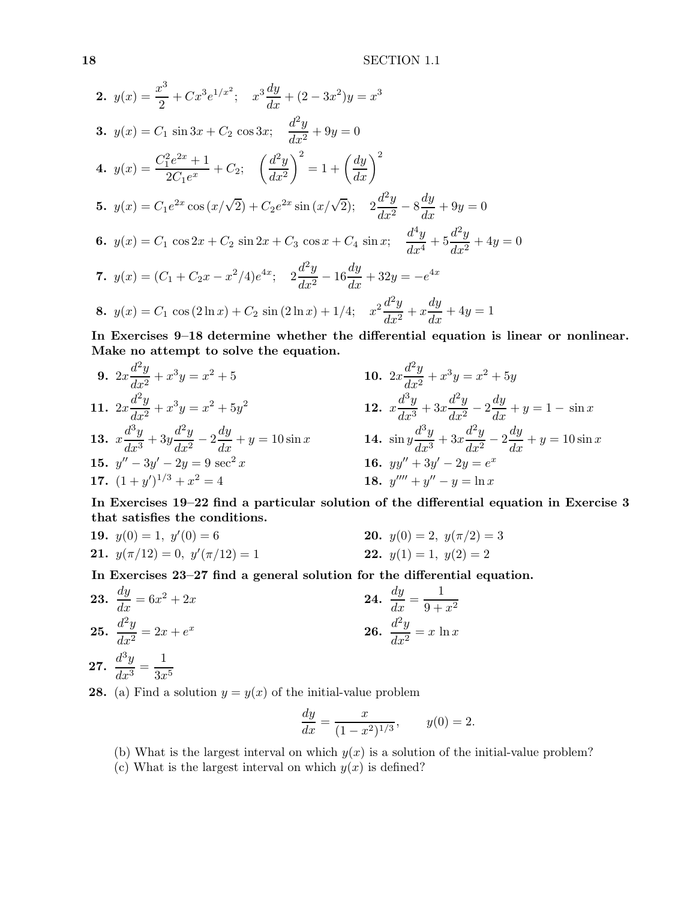**2.** $y(x) = \dfrac{x^3}{2} + Cx^3 e^{1/x^2}$; $\quad x^3 \dfrac{dy}{dx} + (2 - 3x^2)y = x^3$

**3.** $y(x) = C_1 \sin 3x + C_2 \cos 3x$; $\quad \dfrac{d^2y}{dx^2} + 9y = 0$

**4.** $y(x) = \dfrac{C_1^2 e^{2x} + 1}{2C_1 e^x} + C_2$; $\quad \left(\dfrac{d^2y}{dx^2}\right)^2 = 1 + \left(\dfrac{dy}{dx}\right)^2$

**5.** $y(x) = C_1 e^{2x} \cos(x/\sqrt{2}) + C_2 e^{2x} \sin(x/\sqrt{2})$; $\quad 2\dfrac{d^2y}{dx^2} - 8\dfrac{dy}{dx} + 9y = 0$

**6.** $y(x) = C_1 \cos 2x + C_2 \sin 2x + C_3 \cos x + C_4 \sin x$; $\quad \dfrac{d^4y}{dx^4} + 5\dfrac{d^2y}{dx^2} + 4y = 0$

**7.** $y(x) = (C_1 + C_2 x - x^2/4)e^{4x}$; $\quad 2\dfrac{d^2y}{dx^2} - 16\dfrac{dy}{dx} + 32y = -e^{4x}$

**8.** $y(x) = C_1 \cos(2\ln x) + C_2 \sin(2\ln x) + 1/4$; $\quad x^2\dfrac{d^2y}{dx^2} + x\dfrac{dy}{dx} + 4y = 1$

**In Exercises 9–18 determine whether the differential equation is linear or nonlinear. Make no attempt to solve the equation.**

**9.** $2x\dfrac{d^2y}{dx^2} + x^3 y = x^2 + 5$

**10.** $2x\dfrac{d^2y}{dx^2} + x^3 y = x^2 + 5y$

**11.** $2x\dfrac{d^2y}{dx^2} + x^3 y = x^2 + 5y^2$

**12.** $x\dfrac{d^3y}{dx^3} + 3x\dfrac{d^2y}{dx^2} - 2\dfrac{dy}{dx} + y = 1 - \sin x$

**13.** $x\dfrac{d^3y}{dx^3} + 3y\dfrac{d^2y}{dx^2} - 2\dfrac{dy}{dx} + y = 10\sin x$

**14.** $\sin y\dfrac{d^3y}{dx^3} + 3x\dfrac{d^2y}{dx^2} - 2\dfrac{dy}{dx} + y = 10\sin x$

**15.** $y'' - 3y' - 2y = 9\sec^2 x$

**16.** $yy'' + 3y' - 2y = e^x$

**17.** $(1 + y')^{1/3} + x^2 = 4$

**18.** $y'''' + y'' - y = \ln x$

**In Exercises 19–22 find a particular solution of the differential equation in Exercise 3 that satisfies the conditions.**

**19.** $y(0) = 1,\ y'(0) = 6$

**20.** $y(0) = 2,\ y(\pi/2) = 3$

**21.** $y(\pi/12) = 0,\ y'(\pi/12) = 1$

**22.** $y(1) = 1,\ y(2) = 2$

**In Exercises 23–27 find a general solution for the differential equation.**

**23.** $\dfrac{dy}{dx} = 6x^2 + 2x$

**24.** $\dfrac{dy}{dx} = \dfrac{1}{9 + x^2}$

**25.** $\dfrac{d^2y}{dx^2} = 2x + e^x$

**26.** $\dfrac{d^2y}{dx^2} = x\ln x$

**27.** $\dfrac{d^3y}{dx^3} = \dfrac{1}{3x^5}$

**28.** (a) Find a solution $y = y(x)$ of the initial-value problem

$$\frac{dy}{dx} = \frac{x}{(1 - x^2)^{1/3}}, \qquad y(0) = 2.$$

(b) What is the largest interval on which $y(x)$ is a solution of the initial-value problem?

(c) What is the largest interval on which $y(x)$ is defined?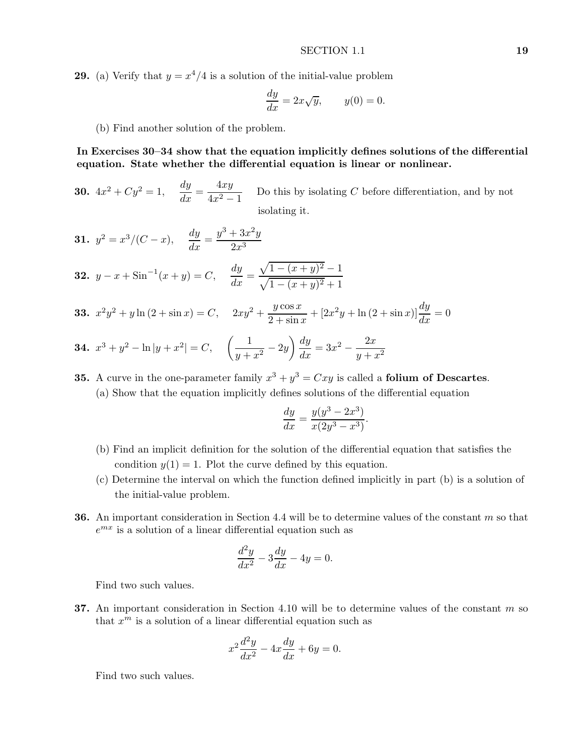**29.** (a) Verify that $y = x^4/4$ is a solution of the initial-value problem

$$\frac{dy}{dx} = 2x\sqrt{y}, \qquad y(0) = 0.$$

(b) Find another solution of the problem.

**In Exercises 30–34 show that the equation implicitly defines solutions of the differential equation. State whether the differential equation is linear or nonlinear.**

**30.** $4x^2 + Cy^2 = 1, \quad \dfrac{dy}{dx} = \dfrac{4xy}{4x^2 - 1}$ Do this by isolating $C$ before differentiation, and by not isolating it.

**31.** $y^2 = x^3/(C - x), \quad \dfrac{dy}{dx} = \dfrac{y^3 + 3x^2 y}{2x^3}$

**32.** $y - x + \text{Sin}^{-1}(x + y) = C, \quad \dfrac{dy}{dx} = \dfrac{\sqrt{1 - (x+y)^2} - 1}{\sqrt{1 - (x+y)^2} + 1}$

**33.** $x^2y^2 + y \ln(2 + \sin x) = C, \quad 2xy^2 + \dfrac{y \cos x}{2 + \sin x} + [2x^2 y + \ln(2 + \sin x)]\dfrac{dy}{dx} = 0$

**34.** $x^3 + y^2 - \ln|y + x^2| = C, \quad \left(\dfrac{1}{y + x^2} - 2y\right)\dfrac{dy}{dx} = 3x^2 - \dfrac{2x}{y + x^2}$

**35.** A curve in the one-parameter family $x^3 + y^3 = Cxy$ is called a **folium of Descartes**.

(a) Show that the equation implicitly defines solutions of the differential equation

$$\frac{dy}{dx} = \frac{y(y^3 - 2x^3)}{x(2y^3 - x^3)}.$$

(b) Find an implicit definition for the solution of the differential equation that satisfies the condition $y(1) = 1$. Plot the curve defined by this equation.

(c) Determine the interval on which the function defined implicitly in part (b) is a solution of the initial-value problem.

**36.** An important consideration in Section 4.4 will be to determine values of the constant $m$ so that $e^{mx}$ is a solution of a linear differential equation such as

$$\frac{d^2y}{dx^2} - 3\frac{dy}{dx} - 4y = 0.$$

Find two such values.

**37.** An important consideration in Section 4.10 will be to determine values of the constant $m$ so that $x^m$ is a solution of a linear differential equation such as

$$x^2\frac{d^2y}{dx^2} - 4x\frac{dy}{dx} + 6y = 0.$$

Find two such values.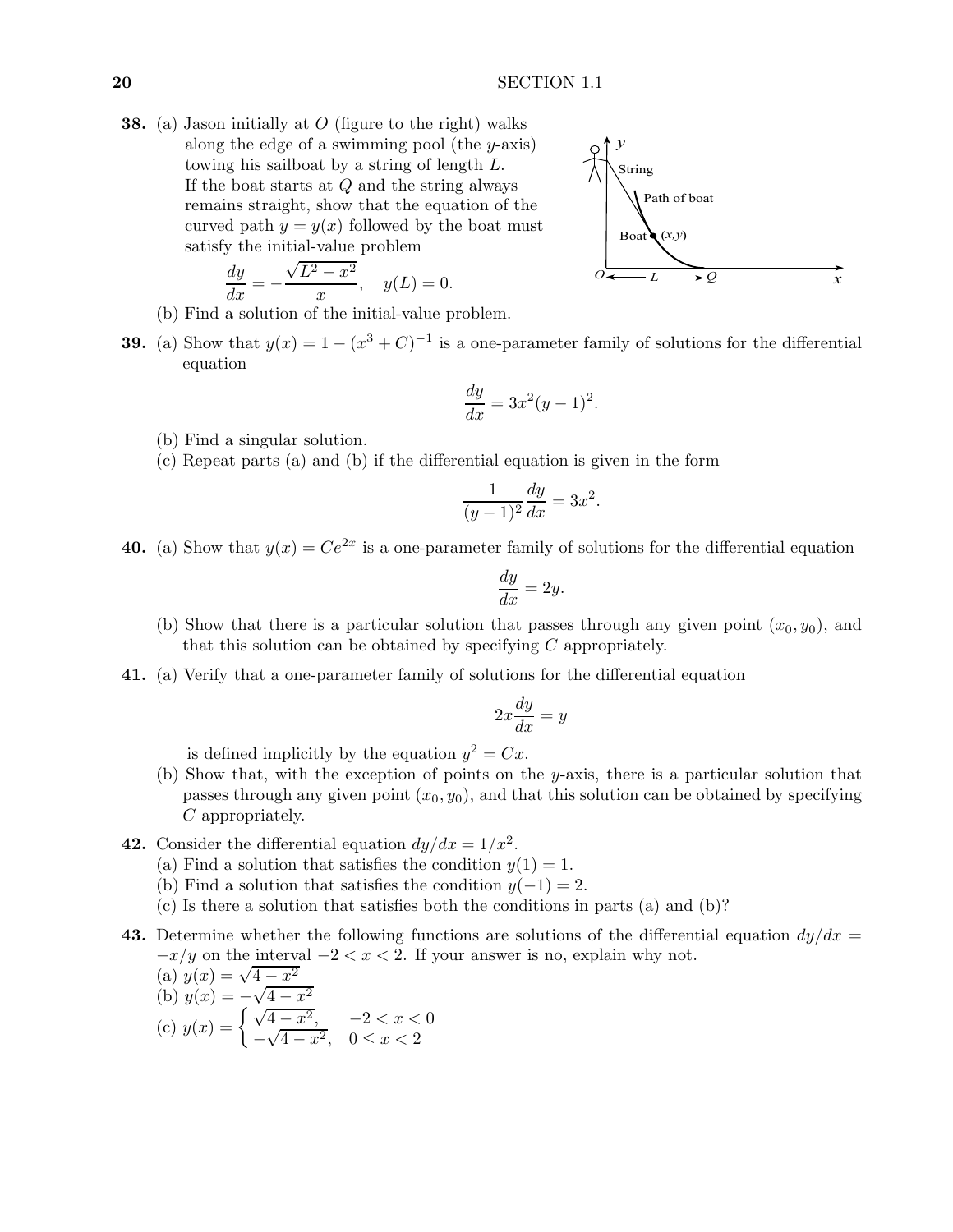**38.** (a) Jason initially at $O$ (figure to the right) walks along the edge of a swimming pool (the $y$-axis) towing his sailboat by a string of length $L$. If the boat starts at $Q$ and the string always remains straight, show that the equation of the curved path $y = y(x)$ followed by the boat must satisfy the initial-value problem

$$\frac{dy}{dx} = -\frac{\sqrt{L^2 - x^2}}{x}, \quad y(L) = 0.$$

(b) Find a solution of the initial-value problem.

**39.** (a) Show that $y(x) = 1 - (x^3 + C)^{-1}$ is a one-parameter family of solutions for the differential equation

$$\frac{dy}{dx} = 3x^2(y-1)^2.$$

(b) Find a singular solution.

(c) Repeat parts (a) and (b) if the differential equation is given in the form

$$\frac{1}{(y-1)^2}\frac{dy}{dx} = 3x^2.$$

**40.** (a) Show that $y(x) = Ce^{2x}$ is a one-parameter family of solutions for the differential equation

$$\frac{dy}{dx} = 2y.$$

(b) Show that there is a particular solution that passes through any given point $(x_0, y_0)$, and that this solution can be obtained by specifying $C$ appropriately.

**41.** (a) Verify that a one-parameter family of solutions for the differential equation

$$2x\frac{dy}{dx} = y$$

is defined implicitly by the equation $y^2 = Cx$.

(b) Show that, with the exception of points on the $y$-axis, there is a particular solution that passes through any given point $(x_0, y_0)$, and that this solution can be obtained by specifying $C$ appropriately.

**42.** Consider the differential equation $dy/dx = 1/x^2$.

(a) Find a solution that satisfies the condition $y(1) = 1$.

(b) Find a solution that satisfies the condition $y(-1) = 2$.

(c) Is there a solution that satisfies both the conditions in parts (a) and (b)?

**43.** Determine whether the following functions are solutions of the differential equation $dy/dx = -x/y$ on the interval $-2 < x < 2$. If your answer is no, explain why not.

(a) $y(x) = \sqrt{4 - x^2}$

(b) $y(x) = -\sqrt{4 - x^2}$

(c) $y(x) = \begin{cases} \sqrt{4 - x^2}, & -2 < x < 0 \\ -\sqrt{4 - x^2}, & 0 \le x < 2 \end{cases}$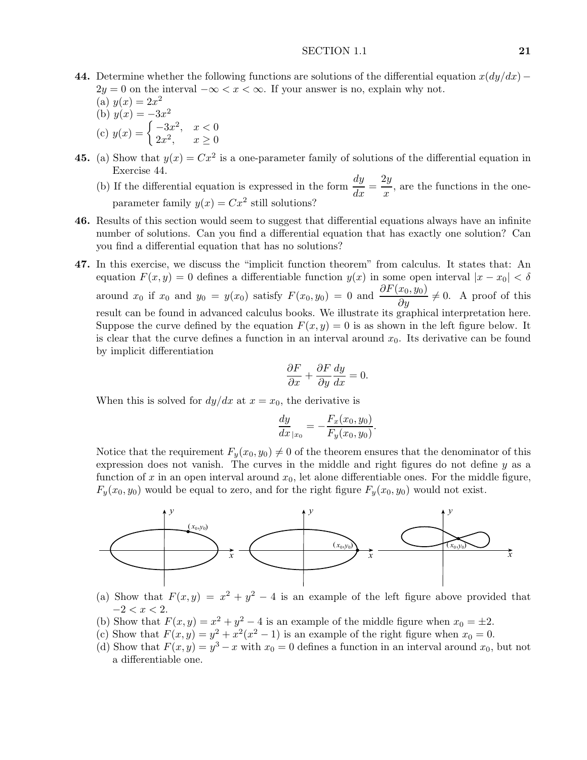**44.** Determine whether the following functions are solutions of the differential equation $x(dy/dx) - 2y = 0$ on the interval $-\infty < x < \infty$. If your answer is no, explain why not.

(a) $y(x) = 2x^2$

(b) $y(x) = -3x^2$

(c) $y(x) = \begin{cases} -3x^2, & x < 0 \\ 2x^2, & x \geq 0 \end{cases}$

**45.** (a) Show that $y(x) = Cx^2$ is a one-parameter family of solutions of the differential equation in Exercise 44.

(b) If the differential equation is expressed in the form $\dfrac{dy}{dx} = \dfrac{2y}{x}$, are the functions in the one-parameter family $y(x) = Cx^2$ still solutions?

**46.** Results of this section would seem to suggest that differential equations always have an infinite number of solutions. Can you find a differential equation that has exactly one solution? Can you find a differential equation that has no solutions?

**47.** In this exercise, we discuss the "implicit function theorem" from calculus. It states that: An equation $F(x, y) = 0$ defines a differentiable function $y(x)$ in some open interval $|x - x_0| < \delta$ around $x_0$ if $x_0$ and $y_0 = y(x_0)$ satisfy $F(x_0, y_0) = 0$ and $\dfrac{\partial F(x_0, y_0)}{\partial y} \neq 0$. A proof of this result can be found in advanced calculus books. We illustrate its graphical interpretation here. Suppose the curve defined by the equation $F(x, y) = 0$ is as shown in the left figure below. It is clear that the curve defines a function in an interval around $x_0$. Its derivative can be found by implicit differentiation

$$\frac{\partial F}{\partial x} + \frac{\partial F}{\partial y}\frac{dy}{dx} = 0.$$

When this is solved for $dy/dx$ at $x = x_0$, the derivative is

$$\frac{dy}{dx}_{|x_0} = -\frac{F_x(x_0, y_0)}{F_y(x_0, y_0)}.$$

Notice that the requirement $F_y(x_0, y_0) \neq 0$ of the theorem ensures that the denominator of this expression does not vanish. The curves in the middle and right figures do not define $y$ as a function of $x$ in an open interval around $x_0$, let alone differentiable ones. For the middle figure, $F_y(x_0, y_0)$ would be equal to zero, and for the right figure $F_y(x_0, y_0)$ would not exist.

y
$(x_0,y_0)$
x

y
$(x_0,y_0)$
x

y
$(x_0,y_0)$
x

(a) Show that $F(x, y) = x^2 + y^2 - 4$ is an example of the left figure above provided that $-2 < x < 2$.

(b) Show that $F(x, y) = x^2 + y^2 - 4$ is an example of the middle figure when $x_0 = \pm 2$.

(c) Show that $F(x, y) = y^2 + x^2(x^2 - 1)$ is an example of the right figure when $x_0 = 0$.

(d) Show that $F(x, y) = y^3 - x$ with $x_0 = 0$ defines a function in an interval around $x_0$, but not a differentiable one.